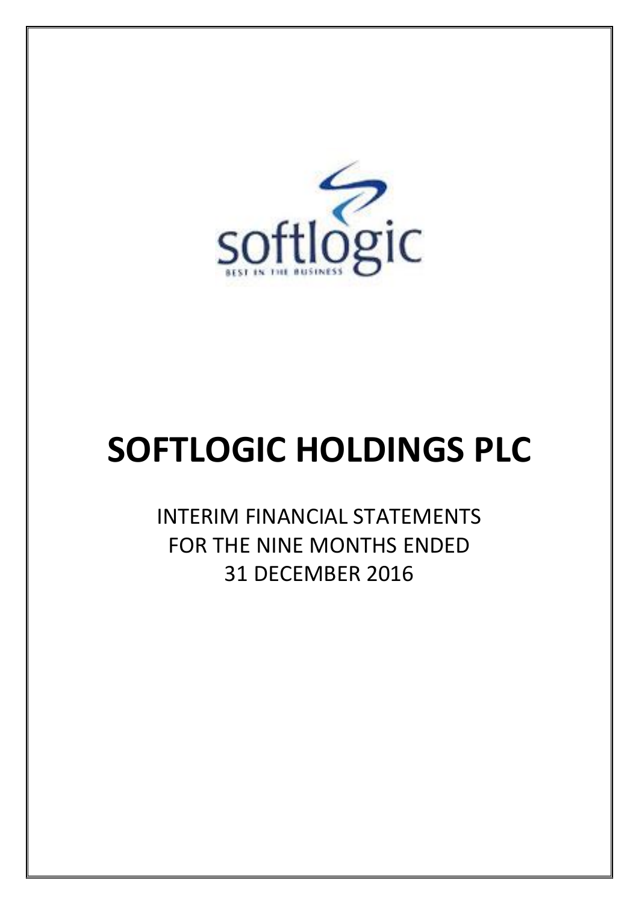softlogic

BEST IN THE BUSINESS

# SOFTLOGIC HOLDINGS PLC

INTERIM FINANCIAL STATEMENTS
FOR THE NINE MONTHS ENDED
31 DECEMBER 2016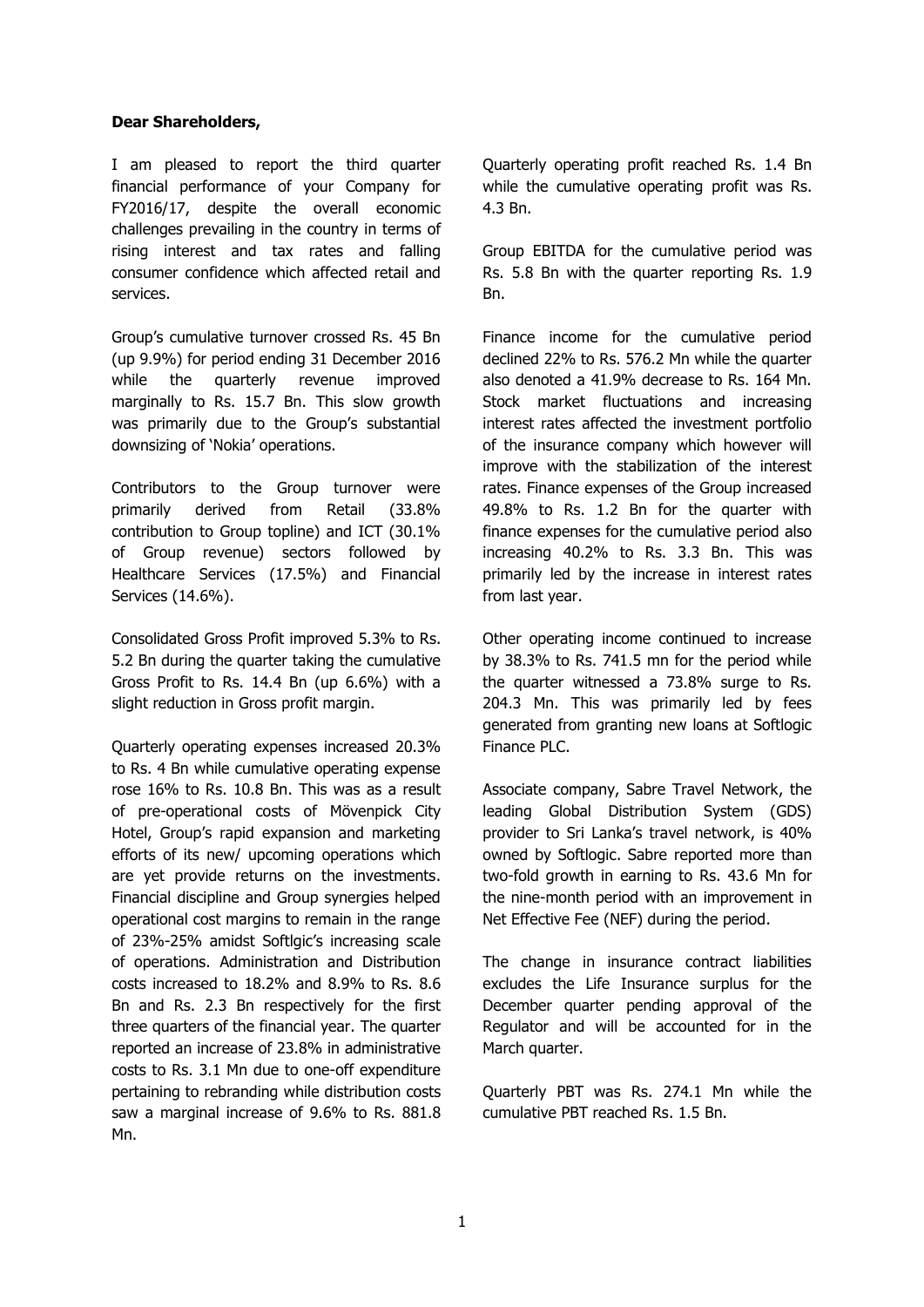**Dear Shareholders,**

I am pleased to report the third quarter financial performance of your Company for FY2016/17, despite the overall economic challenges prevailing in the country in terms of rising interest and tax rates and falling consumer confidence which affected retail and services.

Group's cumulative turnover crossed Rs. 45 Bn (up 9.9%) for period ending 31 December 2016 while the quarterly revenue improved marginally to Rs. 15.7 Bn. This slow growth was primarily due to the Group's substantial downsizing of 'Nokia' operations.

Contributors to the Group turnover were primarily derived from Retail (33.8% contribution to Group topline) and ICT (30.1% of Group revenue) sectors followed by Healthcare Services (17.5%) and Financial Services (14.6%).

Consolidated Gross Profit improved 5.3% to Rs. 5.2 Bn during the quarter taking the cumulative Gross Profit to Rs. 14.4 Bn (up 6.6%) with a slight reduction in Gross profit margin.

Quarterly operating expenses increased 20.3% to Rs. 4 Bn while cumulative operating expense rose 16% to Rs. 10.8 Bn. This was as a result of pre-operational costs of Mövenpick City Hotel, Group's rapid expansion and marketing efforts of its new/ upcoming operations which are yet provide returns on the investments. Financial discipline and Group synergies helped operational cost margins to remain in the range of 23%-25% amidst Softlgic's increasing scale of operations. Administration and Distribution costs increased to 18.2% and 8.9% to Rs. 8.6 Bn and Rs. 2.3 Bn respectively for the first three quarters of the financial year. The quarter reported an increase of 23.8% in administrative costs to Rs. 3.1 Mn due to one-off expenditure pertaining to rebranding while distribution costs saw a marginal increase of 9.6% to Rs. 881.8 Mn.

Quarterly operating profit reached Rs. 1.4 Bn while the cumulative operating profit was Rs. 4.3 Bn.

Group EBITDA for the cumulative period was Rs. 5.8 Bn with the quarter reporting Rs. 1.9 Bn.

Finance income for the cumulative period declined 22% to Rs. 576.2 Mn while the quarter also denoted a 41.9% decrease to Rs. 164 Mn. Stock market fluctuations and increasing interest rates affected the investment portfolio of the insurance company which however will improve with the stabilization of the interest rates. Finance expenses of the Group increased 49.8% to Rs. 1.2 Bn for the quarter with finance expenses for the cumulative period also increasing 40.2% to Rs. 3.3 Bn. This was primarily led by the increase in interest rates from last year.

Other operating income continued to increase by 38.3% to Rs. 741.5 mn for the period while the quarter witnessed a 73.8% surge to Rs. 204.3 Mn. This was primarily led by fees generated from granting new loans at Softlogic Finance PLC.

Associate company, Sabre Travel Network, the leading Global Distribution System (GDS) provider to Sri Lanka's travel network, is 40% owned by Softlogic. Sabre reported more than two-fold growth in earning to Rs. 43.6 Mn for the nine-month period with an improvement in Net Effective Fee (NEF) during the period.

The change in insurance contract liabilities excludes the Life Insurance surplus for the December quarter pending approval of the Regulator and will be accounted for in the March quarter.

Quarterly PBT was Rs. 274.1 Mn while the cumulative PBT reached Rs. 1.5 Bn.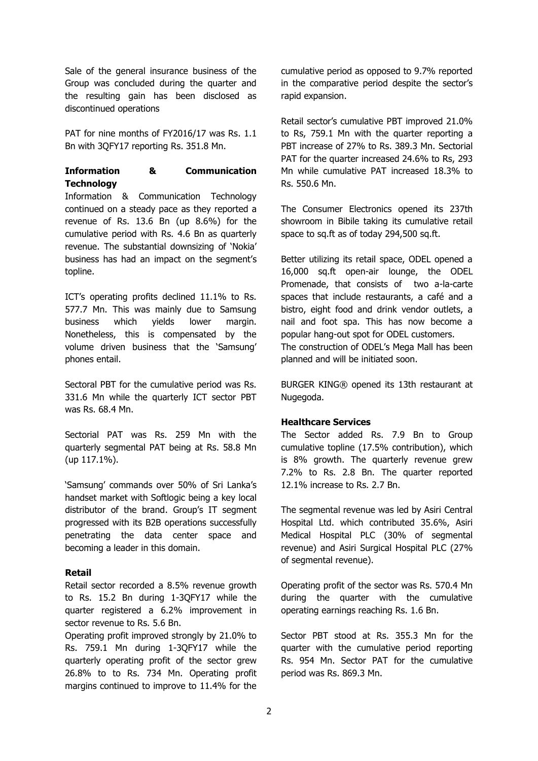Sale of the general insurance business of the Group was concluded during the quarter and the resulting gain has been disclosed as discontinued operations

PAT for nine months of FY2016/17 was Rs. 1.1 Bn with 3QFY17 reporting Rs. 351.8 Mn.

**Information & Communication Technology**

Information & Communication Technology continued on a steady pace as they reported a revenue of Rs. 13.6 Bn (up 8.6%) for the cumulative period with Rs. 4.6 Bn as quarterly revenue. The substantial downsizing of 'Nokia' business has had an impact on the segment's topline.

ICT's operating profits declined 11.1% to Rs. 577.7 Mn. This was mainly due to Samsung business which yields lower margin. Nonetheless, this is compensated by the volume driven business that the 'Samsung' phones entail.

Sectoral PBT for the cumulative period was Rs. 331.6 Mn while the quarterly ICT sector PBT was Rs. 68.4 Mn.

Sectorial PAT was Rs. 259 Mn with the quarterly segmental PAT being at Rs. 58.8 Mn (up 117.1%).

'Samsung' commands over 50% of Sri Lanka's handset market with Softlogic being a key local distributor of the brand. Group's IT segment progressed with its B2B operations successfully penetrating the data center space and becoming a leader in this domain.

**Retail**

Retail sector recorded a 8.5% revenue growth to Rs. 15.2 Bn during 1-3QFY17 while the quarter registered a 6.2% improvement in sector revenue to Rs. 5.6 Bn.

Operating profit improved strongly by 21.0% to Rs. 759.1 Mn during 1-3QFY17 while the quarterly operating profit of the sector grew 26.8% to to Rs. 734 Mn. Operating profit margins continued to improve to 11.4% for the cumulative period as opposed to 9.7% reported in the comparative period despite the sector's rapid expansion.

Retail sector's cumulative PBT improved 21.0% to Rs, 759.1 Mn with the quarter reporting a PBT increase of 27% to Rs. 389.3 Mn. Sectorial PAT for the quarter increased 24.6% to Rs, 293 Mn while cumulative PAT increased 18.3% to Rs. 550.6 Mn.

The Consumer Electronics opened its 237th showroom in Bibile taking its cumulative retail space to sq.ft as of today 294,500 sq.ft.

Better utilizing its retail space, ODEL opened a 16,000 sq.ft open-air lounge, the ODEL Promenade, that consists of two a-la-carte spaces that include restaurants, a café and a bistro, eight food and drink vendor outlets, a nail and foot spa. This has now become a popular hang-out spot for ODEL customers.
The construction of ODEL's Mega Mall has been planned and will be initiated soon.

BURGER KING® opened its 13th restaurant at Nugegoda.

**Healthcare Services**

The Sector added Rs. 7.9 Bn to Group cumulative topline (17.5% contribution), which is 8% growth. The quarterly revenue grew 7.2% to Rs. 2.8 Bn. The quarter reported 12.1% increase to Rs. 2.7 Bn.

The segmental revenue was led by Asiri Central Hospital Ltd. which contributed 35.6%, Asiri Medical Hospital PLC (30% of segmental revenue) and Asiri Surgical Hospital PLC (27% of segmental revenue).

Operating profit of the sector was Rs. 570.4 Mn during the quarter with the cumulative operating earnings reaching Rs. 1.6 Bn.

Sector PBT stood at Rs. 355.3 Mn for the quarter with the cumulative period reporting Rs. 954 Mn. Sector PAT for the cumulative period was Rs. 869.3 Mn.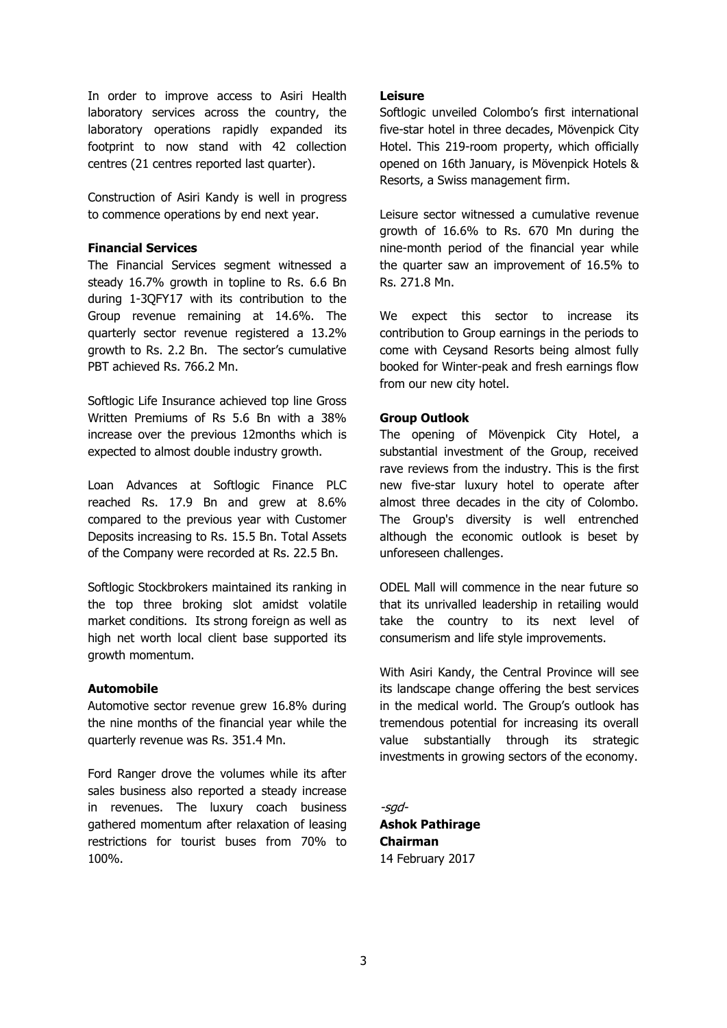In order to improve access to Asiri Health laboratory services across the country, the laboratory operations rapidly expanded its footprint to now stand with 42 collection centres (21 centres reported last quarter).

Construction of Asiri Kandy is well in progress to commence operations by end next year.

**Financial Services**

The Financial Services segment witnessed a steady 16.7% growth in topline to Rs. 6.6 Bn during 1-3QFY17 with its contribution to the Group revenue remaining at 14.6%. The quarterly sector revenue registered a 13.2% growth to Rs. 2.2 Bn. The sector's cumulative PBT achieved Rs. 766.2 Mn.

Softlogic Life Insurance achieved top line Gross Written Premiums of Rs 5.6 Bn with a 38% increase over the previous 12months which is expected to almost double industry growth.

Loan Advances at Softlogic Finance PLC reached Rs. 17.9 Bn and grew at 8.6% compared to the previous year with Customer Deposits increasing to Rs. 15.5 Bn. Total Assets of the Company were recorded at Rs. 22.5 Bn.

Softlogic Stockbrokers maintained its ranking in the top three broking slot amidst volatile market conditions. Its strong foreign as well as high net worth local client base supported its growth momentum.

**Automobile**

Automotive sector revenue grew 16.8% during the nine months of the financial year while the quarterly revenue was Rs. 351.4 Mn.

Ford Ranger drove the volumes while its after sales business also reported a steady increase in revenues. The luxury coach business gathered momentum after relaxation of leasing restrictions for tourist buses from 70% to 100%.

**Leisure**

Softlogic unveiled Colombo's first international five-star hotel in three decades, Mövenpick City Hotel. This 219-room property, which officially opened on 16th January, is Mövenpick Hotels & Resorts, a Swiss management firm.

Leisure sector witnessed a cumulative revenue growth of 16.6% to Rs. 670 Mn during the nine-month period of the financial year while the quarter saw an improvement of 16.5% to Rs. 271.8 Mn.

We expect this sector to increase its contribution to Group earnings in the periods to come with Ceysand Resorts being almost fully booked for Winter-peak and fresh earnings flow from our new city hotel.

**Group Outlook**

The opening of Mövenpick City Hotel, a substantial investment of the Group, received rave reviews from the industry. This is the first new five-star luxury hotel to operate after almost three decades in the city of Colombo. The Group's diversity is well entrenched although the economic outlook is beset by unforeseen challenges.

ODEL Mall will commence in the near future so that its unrivalled leadership in retailing would take the country to its next level of consumerism and life style improvements.

With Asiri Kandy, the Central Province will see its landscape change offering the best services in the medical world. The Group's outlook has tremendous potential for increasing its overall value substantially through its strategic investments in growing sectors of the economy.

*-sgd-*

**Ashok Pathirage**
**Chairman**
14 February 2017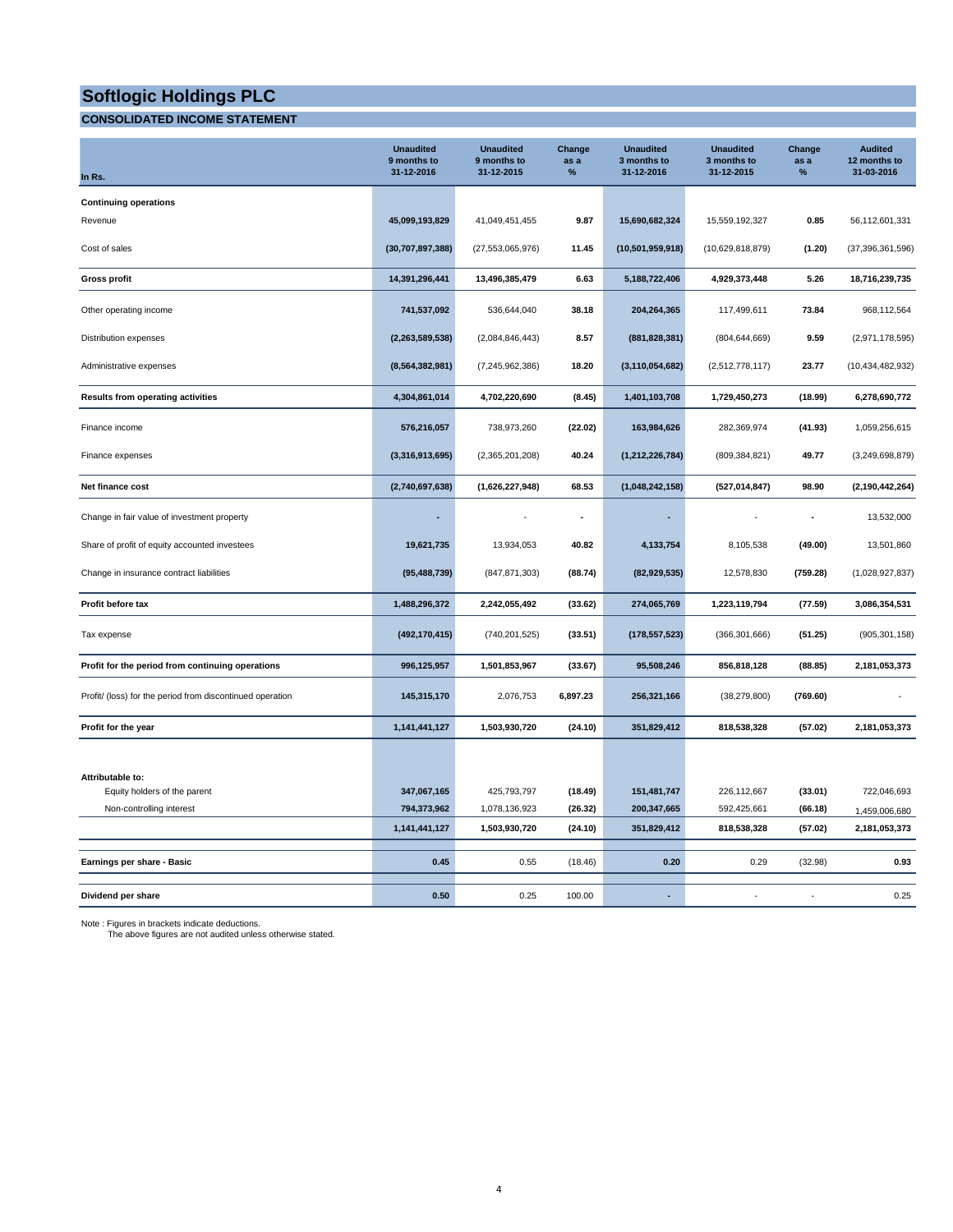# Softlogic Holdings PLC

## CONSOLIDATED INCOME STATEMENT

| In Rs. | Unaudited 9 months to 31-12-2016 | Unaudited 9 months to 31-12-2015 | Change as a % | Unaudited 3 months to 31-12-2016 | Unaudited 3 months to 31-12-2015 | Change as a % | Audited 12 months to 31-03-2016 |
|---|---|---|---|---|---|---|---|
| **Continuing operations** | | | | | | | |
| Revenue | **45,099,193,829** | 41,049,451,455 | **9.87** | **15,690,682,324** | 15,559,192,327 | **0.85** | 56,112,601,331 |
| Cost of sales | **(30,707,897,388)** | (27,553,065,976) | **11.45** | **(10,501,959,918)** | (10,629,818,879) | **(1.20)** | (37,396,361,596) |
| **Gross profit** | **14,391,296,441** | **13,496,385,479** | **6.63** | **5,188,722,406** | **4,929,373,448** | **5.26** | **18,716,239,735** |
| Other operating income | **741,537,092** | 536,644,040 | **38.18** | **204,264,365** | 117,499,611 | **73.84** | 968,112,564 |
| Distribution expenses | **(2,263,589,538)** | (2,084,846,443) | **8.57** | **(881,828,381)** | (804,644,669) | **9.59** | (2,971,178,595) |
| Administrative expenses | **(8,564,382,981)** | (7,245,962,386) | **18.20** | **(3,110,054,682)** | (2,512,778,117) | **23.77** | (10,434,482,932) |
| **Results from operating activities** | **4,304,861,014** | **4,702,220,690** | **(8.45)** | **1,401,103,708** | **1,729,450,273** | **(18.99)** | **6,278,690,772** |
| Finance income | **576,216,057** | 738,973,260 | **(22.02)** | **163,984,626** | 282,369,974 | **(41.93)** | 1,059,256,615 |
| Finance expenses | **(3,316,913,695)** | (2,365,201,208) | **40.24** | **(1,212,226,784)** | (809,384,821) | **49.77** | (3,249,698,879) |
| **Net finance cost** | **(2,740,697,638)** | **(1,626,227,948)** | **68.53** | **(1,048,242,158)** | **(527,014,847)** | **98.90** | **(2,190,442,264)** |
| Change in fair value of investment property | **-** | - | **-** | **-** | - | **-** | 13,532,000 |
| Share of profit of equity accounted investees | **19,621,735** | 13,934,053 | **40.82** | **4,133,754** | 8,105,538 | **(49.00)** | 13,501,860 |
| Change in insurance contract liabilities | **(95,488,739)** | (847,871,303) | **(88.74)** | **(82,929,535)** | 12,578,830 | **(759.28)** | (1,028,927,837) |
| **Profit before tax** | **1,488,296,372** | **2,242,055,492** | **(33.62)** | **274,065,769** | **1,223,119,794** | **(77.59)** | **3,086,354,531** |
| Tax expense | **(492,170,415)** | (740,201,525) | **(33.51)** | **(178,557,523)** | (366,301,666) | **(51.25)** | (905,301,158) |
| **Profit for the period from continuing operations** | **996,125,957** | **1,501,853,967** | **(33.67)** | **95,508,246** | **856,818,128** | **(88.85)** | **2,181,053,373** |
| Profit/ (loss) for the period from discontinued operation | **145,315,170** | 2,076,753 | **6,897.23** | **256,321,166** | (38,279,800) | **(769.60)** | - |
| **Profit for the year** | **1,141,441,127** | **1,503,930,720** | **(24.10)** | **351,829,412** | **818,538,328** | **(57.02)** | **2,181,053,373** |
| **Attributable to:** | | | | | | | |
| Equity holders of the parent | **347,067,165** | 425,793,797 | **(18.49)** | **151,481,747** | 226,112,667 | **(33.01)** | 722,046,693 |
| Non-controlling interest | **794,373,962** | 1,078,136,923 | **(26.32)** | **200,347,665** | 592,425,661 | **(66.18)** | 1,459,006,680 |
| | **1,141,441,127** | **1,503,930,720** | **(24.10)** | **351,829,412** | **818,538,328** | **(57.02)** | **2,181,053,373** |
| **Earnings per share - Basic** | **0.45** | 0.55 | (18.46) | **0.20** | 0.29 | (32.98) | **0.93** |
| **Dividend per share** | **0.50** | 0.25 | 100.00 | **-** | - | - | 0.25 |

Note : Figures in brackets indicate deductions.
The above figures are not audited unless otherwise stated.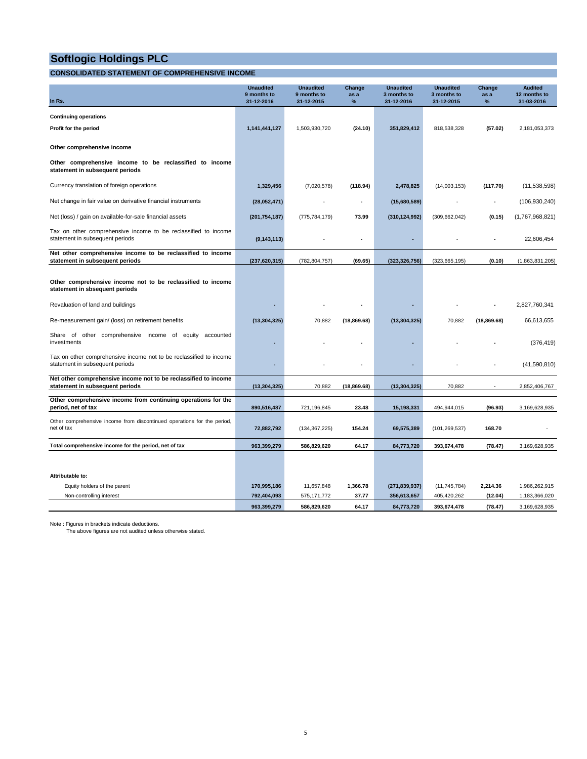# Softlogic Holdings PLC

## CONSOLIDATED STATEMENT OF COMPREHENSIVE INCOME

| In Rs. | Unaudited 9 months to 31-12-2016 | Unaudited 9 months to 31-12-2015 | Change as a % | Unaudited 3 months to 31-12-2016 | Unaudited 3 months to 31-12-2015 | Change as a % | Audited 12 months to 31-03-2016 |
|---|---|---|---|---|---|---|---|
| **Continuing operations** | | | | | | | |
| **Profit for the period** | **1,141,441,127** | 1,503,930,720 | **(24.10)** | **351,829,412** | 818,538,328 | **(57.02)** | 2,181,053,373 |
| **Other comprehensive income** | | | | | | | |
| **Other comprehensive income to be reclassified to income statement in subsequent periods** | | | | | | | |
| Currency translation of foreign operations | **1,329,456** | (7,020,578) | **(118.94)** | **2,478,825** | (14,003,153) | **(117.70)** | (11,538,598) |
| Net change in fair value on derivative financial instruments | **(28,052,471)** | - | **-** | **(15,680,589)** | - | **-** | (106,930,240) |
| Net (loss) / gain on available-for-sale financial assets | **(201,754,187)** | (775,784,179) | **73.99** | **(310,124,992)** | (309,662,042) | **(0.15)** | (1,767,968,821) |
| Tax on other comprehensive income to be reclassified to income statement in subsequent periods | **(9,143,113)** | - | **-** | **-** | - | **-** | 22,606,454 |
| **Net other comprehensive income to be reclassified to income statement in subsequent periods** | **(237,620,315)** | (782,804,757) | **(69.65)** | **(323,326,756)** | (323,665,195) | **(0.10)** | (1,863,831,205) |
| **Other comprehensive income not to be reclassified to income statement in sbsequent periods** | | | | | | | |
| Revaluation of land and buildings | **-** | - | **-** | **-** | - | **-** | 2,827,760,341 |
| Re-measurement gain/ (loss) on retirement benefits | **(13,304,325)** | 70,882 | **(18,869.68)** | **(13,304,325)** | 70,882 | **(18,869.68)** | 66,613,655 |
| Share of other comprehensive income of equity accounted investments | **-** | - | **-** | **-** | - | **-** | (376,419) |
| Tax on other comprehensive income not to be reclassified to income statement in subsequent periods | **-** | - | **-** | **-** | - | **-** | (41,590,810) |
| **Net other comprehensive income not to be reclassified to income statement in subsequent periods** | **(13,304,325)** | 70,882 | **(18,869.68)** | **(13,304,325)** | 70,882 | **-** | 2,852,406,767 |
| **Other comprehensive income from continuing operations for the period, net of tax** | **890,516,487** | 721,196,845 | **23.48** | **15,198,331** | 494,944,015 | **(96.93)** | 3,169,628,935 |
| Other comprehensive income from discontinued operations for the period, net of tax | **72,882,792** | (134,367,225) | **154.24** | **69,575,389** | (101,269,537) | **168.70** | - |
| **Total comprehensive income for the period, net of tax** | **963,399,279** | **586,829,620** | **64.17** | **84,773,720** | **393,674,478** | **(78.47)** | 3,169,628,935 |
| **Attributable to:** | | | | | | | |
| Equity holders of the parent | **170,995,186** | 11,657,848 | **1,366.78** | **(271,839,937)** | (11,745,784) | **2,214.36** | 1,986,262,915 |
| Non-controlling interest | **792,404,093** | 575,171,772 | **37.77** | **356,613,657** | 405,420,262 | **(12.04)** | 1,183,366,020 |
| | **963,399,279** | **586,829,620** | **64.17** | **84,773,720** | **393,674,478** | **(78.47)** | 3,169,628,935 |

Note : Figures in brackets indicate deductions.
The above figures are not audited unless otherwise stated.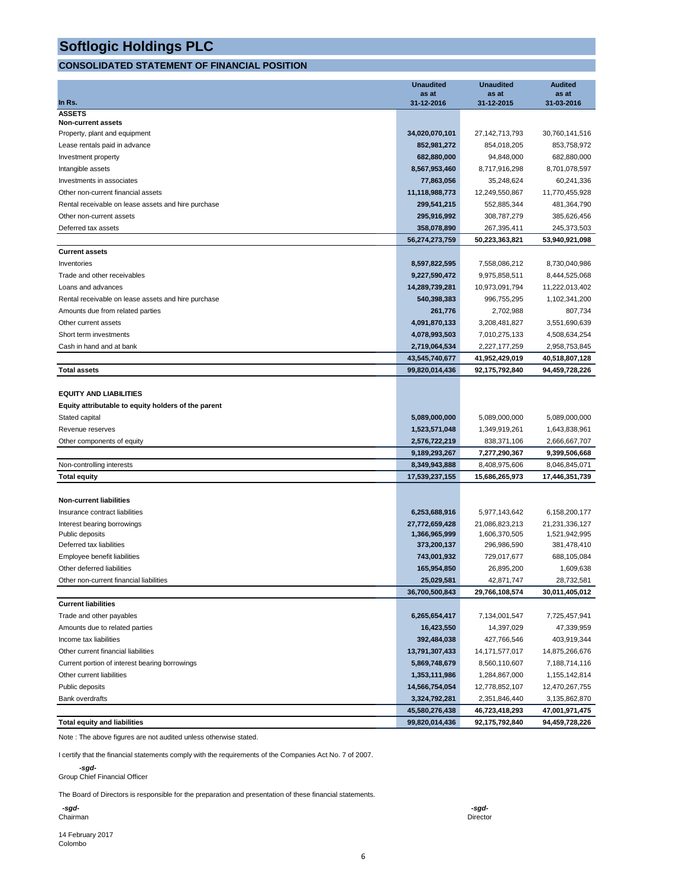# Softlogic Holdings PLC

## CONSOLIDATED STATEMENT OF FINANCIAL POSITION

| In Rs. | Unaudited as at 31-12-2016 | Unaudited as at 31-12-2015 | Audited as at 31-03-2016 |
|---|---|---|---|
| **ASSETS** | | | |
| **Non-current assets** | | | |
| Property, plant and equipment | **34,020,070,101** | 27,142,713,793 | 30,760,141,516 |
| Lease rentals paid in advance | **852,981,272** | 854,018,205 | 853,758,972 |
| Investment property | **682,880,000** | 94,848,000 | 682,880,000 |
| Intangible assets | **8,567,953,460** | 8,717,916,298 | 8,701,078,597 |
| Investments in associates | **77,863,056** | 35,248,624 | 60,241,336 |
| Other non-current financial assets | **11,118,988,773** | 12,249,550,867 | 11,770,455,928 |
| Rental receivable on lease assets and hire purchase | **299,541,215** | 552,885,344 | 481,364,790 |
| Other non-current assets | **295,916,992** | 308,787,279 | 385,626,456 |
| Deferred tax assets | **358,078,890** | 267,395,411 | 245,373,503 |
| | **56,274,273,759** | **50,223,363,821** | **53,940,921,098** |
| **Current assets** | | | |
| Inventories | **8,597,822,595** | 7,558,086,212 | 8,730,040,986 |
| Trade and other receivables | **9,227,590,472** | 9,975,858,511 | 8,444,525,068 |
| Loans and advances | **14,289,739,281** | 10,973,091,794 | 11,222,013,402 |
| Rental receivable on lease assets and hire purchase | **540,398,383** | 996,755,295 | 1,102,341,200 |
| Amounts due from related parties | **261,776** | 2,702,988 | 807,734 |
| Other current assets | **4,091,870,133** | 3,208,481,827 | 3,551,690,639 |
| Short term investments | **4,078,993,503** | 7,010,275,133 | 4,508,634,254 |
| Cash in hand and at bank | **2,719,064,534** | 2,227,177,259 | 2,958,753,845 |
| | **43,545,740,677** | **41,952,429,019** | **40,518,807,128** |
| **Total assets** | **99,820,014,436** | **92,175,792,840** | **94,459,728,226** |
| | | | |
| **EQUITY AND LIABILITIES** | | | |
| **Equity attributable to equity holders of the parent** | | | |
| Stated capital | **5,089,000,000** | 5,089,000,000 | 5,089,000,000 |
| Revenue reserves | **1,523,571,048** | 1,349,919,261 | 1,643,838,961 |
| Other components of equity | **2,576,722,219** | 838,371,106 | 2,666,667,707 |
| | **9,189,293,267** | **7,277,290,367** | **9,399,506,668** |
| Non-controlling interests | **8,349,943,888** | 8,408,975,606 | 8,046,845,071 |
| **Total equity** | **17,539,237,155** | **15,686,265,973** | **17,446,351,739** |
| | | | |
| **Non-current liabilities** | | | |
| Insurance contract liabilities | **6,253,688,916** | 5,977,143,642 | 6,158,200,177 |
| Interest bearing borrowings | **27,772,659,428** | 21,086,823,213 | 21,231,336,127 |
| Public deposits | **1,366,965,999** | 1,606,370,505 | 1,521,942,995 |
| Deferred tax liabilities | **373,200,137** | 296,986,590 | 381,478,410 |
| Employee benefit liabilities | **743,001,932** | 729,017,677 | 688,105,084 |
| Other deferred liabilities | **165,954,850** | 26,895,200 | 1,609,638 |
| Other non-current financial liabilities | **25,029,581** | 42,871,747 | 28,732,581 |
| | **36,700,500,843** | **29,766,108,574** | **30,011,405,012** |
| **Current liabilities** | | | |
| Trade and other payables | **6,265,654,417** | 7,134,001,547 | 7,725,457,941 |
| Amounts due to related parties | **16,423,550** | 14,397,029 | 47,339,959 |
| Income tax liabilities | **392,484,038** | 427,766,546 | 403,919,344 |
| Other current financial liabilities | **13,791,307,433** | 14,171,577,017 | 14,875,266,676 |
| Current portion of interest bearing borrowings | **5,869,748,679** | 8,560,110,607 | 7,188,714,116 |
| Other current liabilities | **1,353,111,986** | 1,284,867,000 | 1,155,142,814 |
| Public deposits | **14,566,754,054** | 12,778,852,107 | 12,470,267,755 |
| Bank overdrafts | **3,324,792,281** | 2,351,846,440 | 3,135,862,870 |
| | **45,580,276,438** | **46,723,418,293** | **47,001,971,475** |
| **Total equity and liabilities** | **99,820,014,436** | **92,175,792,840** | **94,459,728,226** |

Note : The above figures are not audited unless otherwise stated.

I certify that the financial statements comply with the requirements of the Companies Act No. 7 of 2007.

*-sgd-*
Group Chief Financial Officer

The Board of Directors is responsible for the preparation and presentation of these financial statements.

*-sgd-*
Chairman

*-sgd-*
Director

14 February 2017
Colombo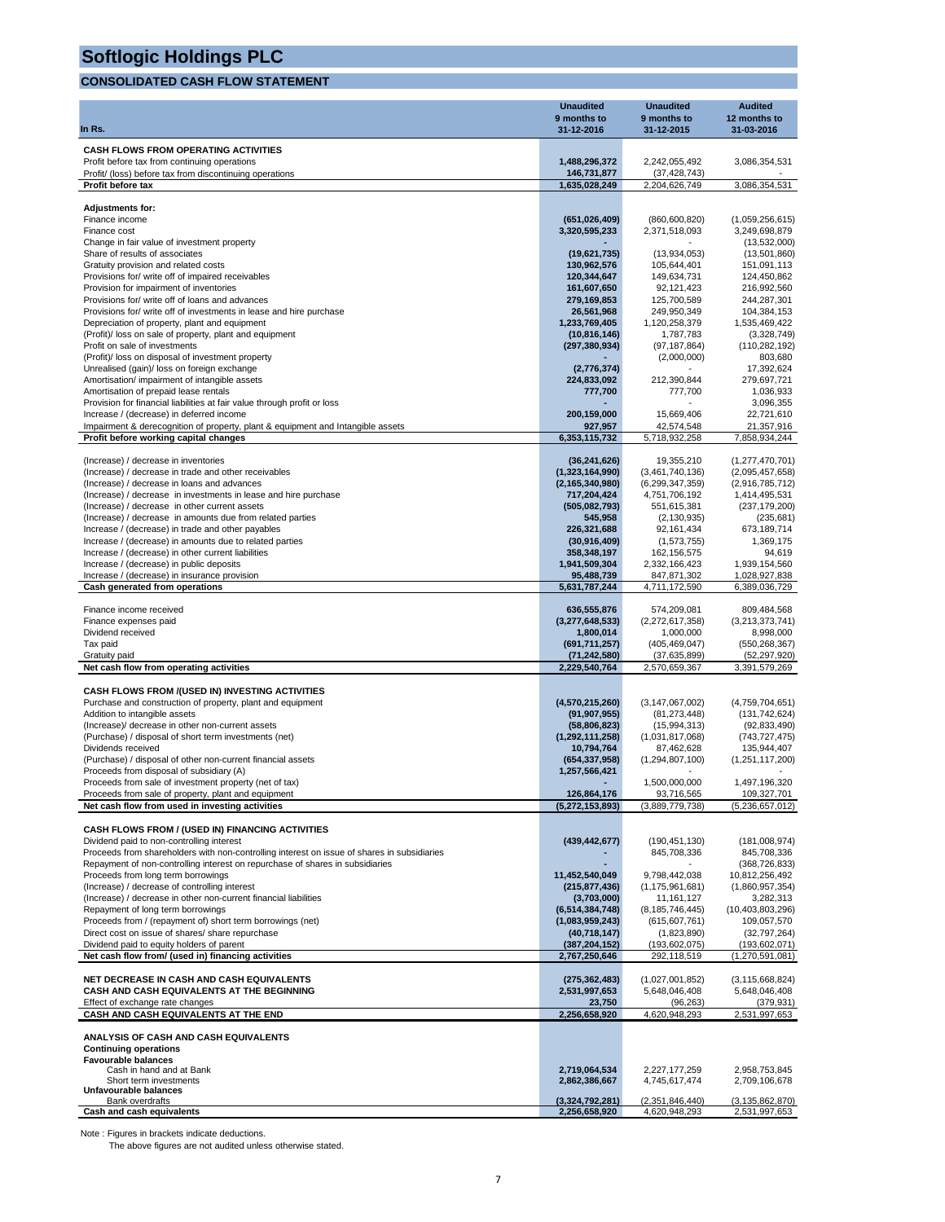# Softlogic Holdings PLC

## CONSOLIDATED CASH FLOW STATEMENT

| In Rs. | Unaudited 9 months to 31-12-2016 | Unaudited 9 months to 31-12-2015 | Audited 12 months to 31-03-2016 |
|---|---|---|---|
| **CASH FLOWS FROM OPERATING ACTIVITIES** | | | |
| Profit before tax from continuing operations | **1,488,296,372** | 2,242,055,492 | 3,086,354,531 |
| Profit/ (loss) before tax from discontinuing operations | **146,731,877** | (37,428,743) | - |
| **Profit before tax** | **1,635,028,249** | 2,204,626,749 | 3,086,354,531 |
| **Adjustments for:** | | | |
| Finance income | **(651,026,409)** | (860,600,820) | (1,059,256,615) |
| Finance cost | **3,320,595,233** | 2,371,518,093 | 3,249,698,879 |
| Change in fair value of investment property | **-** | - | (13,532,000) |
| Share of results of associates | **(19,621,735)** | (13,934,053) | (13,501,860) |
| Gratuity provision and related costs | **130,962,576** | 105,644,401 | 151,091,113 |
| Provisions for/ write off of impaired receivables | **120,344,647** | 149,634,731 | 124,450,862 |
| Provision for impairment of inventories | **161,607,650** | 92,121,423 | 216,992,560 |
| Provisions for/ write off of loans and advances | **279,169,853** | 125,700,589 | 244,287,301 |
| Provisions for/ write off of investments in lease and hire purchase | **26,561,968** | 249,950,349 | 104,384,153 |
| Depreciation of property, plant and equipment | **1,233,769,405** | 1,120,258,379 | 1,535,469,422 |
| (Profit)/ loss on sale of property, plant and equipment | **(10,816,146)** | 1,787,783 | (3,328,749) |
| Profit on sale of investments | **(297,380,934)** | (97,187,864) | (110,282,192) |
| (Profit)/ loss on disposal of investment property | **-** | (2,000,000) | 803,680 |
| Unrealised (gain)/ loss on foreign exchange | **(2,776,374)** | - | 17,392,624 |
| Amortisation/ impairment of intangible assets | **224,833,092** | 212,390,844 | 279,697,721 |
| Amortisation of prepaid lease rentals | **777,700** | 777,700 | 1,036,933 |
| Provision for financial liabilities at fair value through profit or loss | **-** | - | 3,096,355 |
| Increase / (decrease) in deferred income | **200,159,000** | 15,669,406 | 22,721,610 |
| Impairment & derecognition of property, plant & equipment and Intangible assets | **927,957** | 42,574,548 | 21,357,916 |
| **Profit before working capital changes** | **6,353,115,732** | 5,718,932,258 | 7,858,934,244 |
| (Increase) / decrease in inventories | **(36,241,626)** | 19,355,210 | (1,277,470,701) |
| (Increase) / decrease in trade and other receivables | **(1,323,164,990)** | (3,461,740,136) | (2,095,457,658) |
| (Increase) / decrease in loans and advances | **(2,165,340,980)** | (6,299,347,359) | (2,916,785,712) |
| (Increase) / decrease in investments in lease and hire purchase | **717,204,424** | 4,751,706,192 | 1,414,495,531 |
| (Increase) / decrease in other current assets | **(505,082,793)** | 551,615,381 | (237,179,200) |
| (Increase) / decrease in amounts due from related parties | **545,958** | (2,130,935) | (235,681) |
| Increase / (decrease) in trade and other payables | **226,321,688** | 92,161,434 | 673,189,714 |
| Increase / (decrease) in amounts due to related parties | **(30,916,409)** | (1,573,755) | 1,369,175 |
| Increase / (decrease) in other current liabilities | **358,348,197** | 162,156,575 | 94,619 |
| Increase / (decrease) in public deposits | **1,941,509,304** | 2,332,166,423 | 1,939,154,560 |
| Increase / (decrease) in insurance provision | **95,488,739** | 847,871,302 | 1,028,927,838 |
| **Cash generated from operations** | **5,631,787,244** | 4,711,172,590 | 6,389,036,729 |
| Finance income received | **636,555,876** | 574,209,081 | 809,484,568 |
| Finance expenses paid | **(3,277,648,533)** | (2,272,617,358) | (3,213,373,741) |
| Dividend received | **1,800,014** | 1,000,000 | 8,998,000 |
| Tax paid | **(691,711,257)** | (405,469,047) | (550,268,367) |
| Gratuity paid | **(71,242,580)** | (37,635,899) | (52,297,920) |
| **Net cash flow from operating activities** | **2,229,540,764** | 2,570,659,367 | 3,391,579,269 |
| **CASH FLOWS FROM /(USED IN) INVESTING ACTIVITIES** | | | |
| Purchase and construction of property, plant and equipment | **(4,570,215,260)** | (3,147,067,002) | (4,759,704,651) |
| Addition to intangible assets | **(91,907,955)** | (81,273,448) | (131,742,624) |
| (Increase)/ decrease in other non-current assets | **(58,806,823)** | (15,994,313) | (92,833,490) |
| (Purchase) / disposal of short term investments (net) | **(1,292,111,258)** | (1,031,817,068) | (743,727,475) |
| Dividends received | **10,794,764** | 87,462,628 | 135,944,407 |
| (Purchase) / disposal of other non-current financial assets | **(654,337,958)** | (1,294,807,100) | (1,251,117,200) |
| Proceeds from disposal of subsidiary (A) | **1,257,566,421** | - | - |
| Proceeds from sale of investment property (net of tax) | **-** | 1,500,000,000 | 1,497,196,320 |
| Proceeds from sale of property, plant and equipment | **126,864,176** | 93,716,565 | 109,327,701 |
| **Net cash flow from used in investing activities** | **(5,272,153,893)** | (3,889,779,738) | (5,236,657,012) |
| **CASH FLOWS FROM / (USED IN) FINANCING ACTIVITIES** | | | |
| Dividend paid to non-controlling interest | **(439,442,677)** | (190,451,130) | (181,008,974) |
| Proceeds from shareholders with non-controlling interest on issue of shares in subsidiaries | **-** | 845,708,336 | 845,708,336 |
| Repayment of non-controlling interest on repurchase of shares in subsidiaries | **-** | - | (368,726,833) |
| Proceeds from long term borrowings | **11,452,540,049** | 9,798,442,038 | 10,812,256,492 |
| (Increase) / decrease of controlling interest | **(215,877,436)** | (1,175,961,681) | (1,860,957,354) |
| (Increase) / decrease in other non-current financial liabilities | **(3,703,000)** | 11,161,127 | 3,282,313 |
| Repayment of long term borrowings | **(6,514,384,748)** | (8,185,746,445) | (10,403,803,296) |
| Proceeds from / (repayment of) short term borrowings (net) | **(1,083,959,243)** | (615,607,761) | 109,057,570 |
| Direct cost on issue of shares/ share repurchase | **(40,718,147)** | (1,823,890) | (32,797,264) |
| Dividend paid to equity holders of parent | **(387,204,152)** | (193,602,075) | (193,602,071) |
| **Net cash flow from/ (used in) financing activities** | **2,767,250,646** | 292,118,519 | (1,270,591,081) |
| **NET DECREASE IN CASH AND CASH EQUIVALENTS** | **(275,362,483)** | (1,027,001,852) | (3,115,668,824) |
| **CASH AND CASH EQUIVALENTS AT THE BEGINNING** | **2,531,997,653** | 5,648,046,408 | 5,648,046,408 |
| Effect of exchange rate changes | **23,750** | (96,263) | (379,931) |
| **CASH AND CASH EQUIVALENTS AT THE END** | **2,256,658,920** | 4,620,948,293 | 2,531,997,653 |
| **ANALYSIS OF CASH AND CASH EQUIVALENTS** | | | |
| **Continuing operations** | | | |
| **Favourable balances** | | | |
| Cash in hand and at Bank | **2,719,064,534** | 2,227,177,259 | 2,958,753,845 |
| Short term investments | **2,862,386,667** | 4,745,617,474 | 2,709,106,678 |
| **Unfavourable balances** | | | |
| Bank overdrafts | **(3,324,792,281)** | (2,351,846,440) | (3,135,862,870) |
| **Cash and cash equivalents** | **2,256,658,920** | 4,620,948,293 | 2,531,997,653 |

Note : Figures in brackets indicate deductions.

The above figures are not audited unless otherwise stated.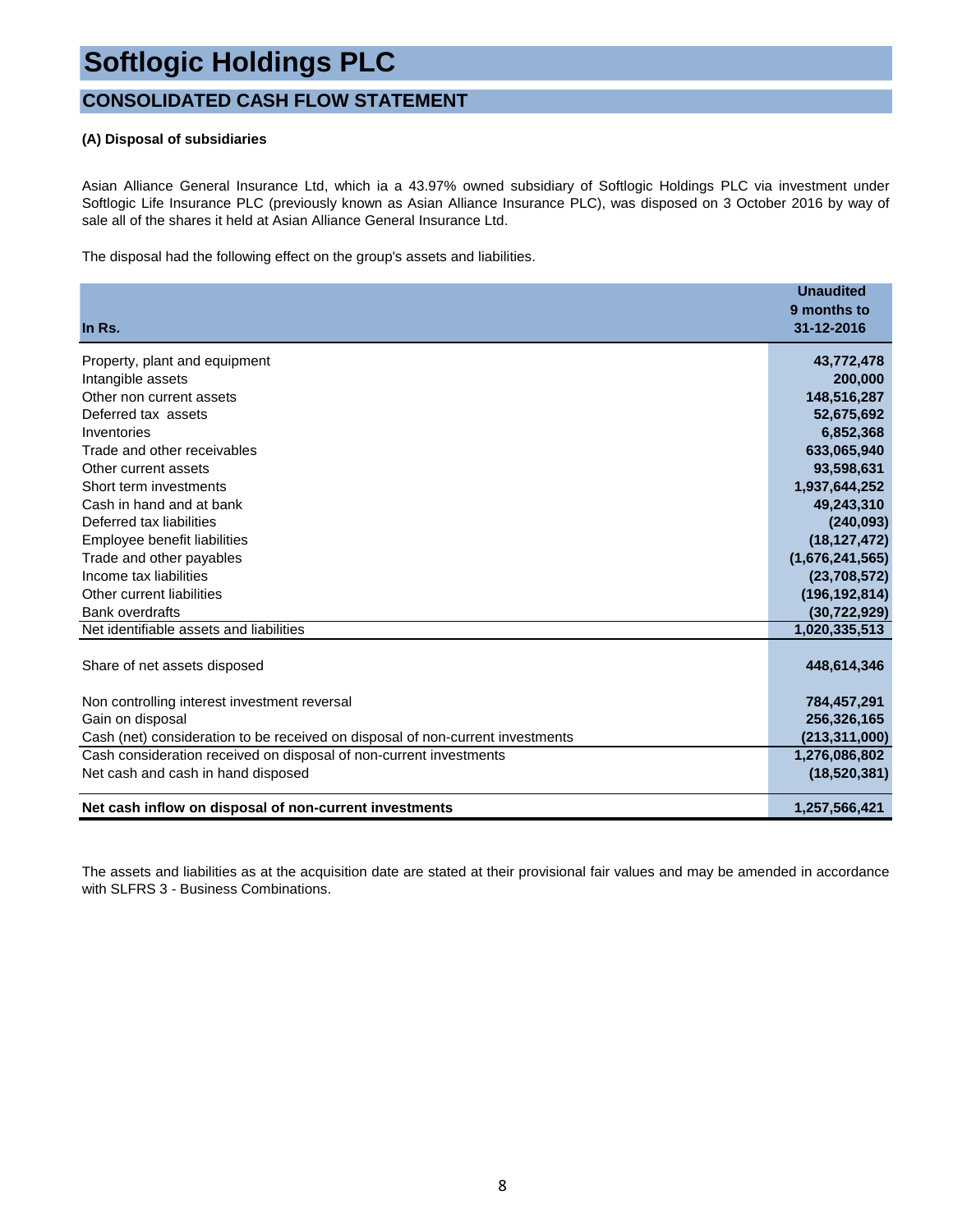# Softlogic Holdings PLC

## CONSOLIDATED CASH FLOW STATEMENT

**(A) Disposal of subsidiaries**

Asian Alliance General Insurance Ltd, which ia a 43.97% owned subsidiary of Softlogic Holdings PLC via investment under Softlogic Life Insurance PLC (previously known as Asian Alliance Insurance PLC), was disposed on 3 October 2016 by way of sale all of the shares it held at Asian Alliance General Insurance Ltd.

The disposal had the following effect on the group's assets and liabilities.

| In Rs. | Unaudited 9 months to 31-12-2016 |
|---|---|
| Property, plant and equipment | 43,772,478 |
| Intangible assets | 200,000 |
| Other non current assets | 148,516,287 |
| Deferred tax assets | 52,675,692 |
| Inventories | 6,852,368 |
| Trade and other receivables | 633,065,940 |
| Other current assets | 93,598,631 |
| Short term investments | 1,937,644,252 |
| Cash in hand and at bank | 49,243,310 |
| Deferred tax liabilities | (240,093) |
| Employee benefit liabilities | (18,127,472) |
| Trade and other payables | (1,676,241,565) |
| Income tax liabilities | (23,708,572) |
| Other current liabilities | (196,192,814) |
| Bank overdrafts | (30,722,929) |
| Net identifiable assets and liabilities | 1,020,335,513 |
| Share of net assets disposed | 448,614,346 |
| Non controlling interest investment reversal | 784,457,291 |
| Gain on disposal | 256,326,165 |
| Cash (net) consideration to be received on disposal of non-current investments | (213,311,000) |
| Cash consideration received on disposal of non-current investments | 1,276,086,802 |
| Net cash and cash in hand disposed | (18,520,381) |
| **Net cash inflow on disposal of non-current investments** | **1,257,566,421** |

The assets and liabilities as at the acquisition date are stated at their provisional fair values and may be amended in accordance with SLFRS 3 - Business Combinations.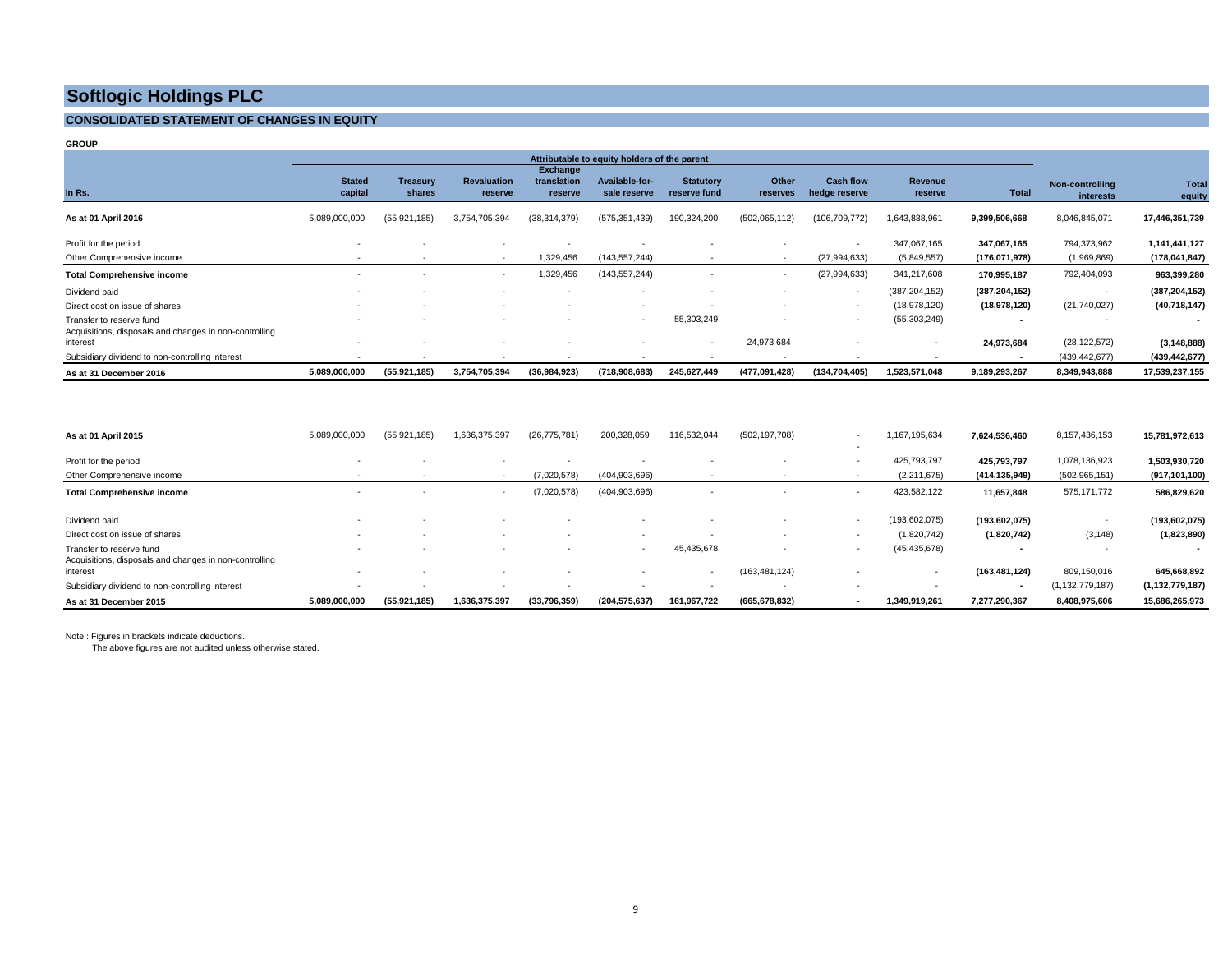# Softlogic Holdings PLC

## CONSOLIDATED STATEMENT OF CHANGES IN EQUITY

**GROUP**

| | Attributable to equity holders of the parent | | | | | | | | | | | |
|---|---|---|---|---|---|---|---|---|---|---|---|---|
| In Rs. | Stated capital | Treasury shares | Revaluation reserve | Exchange translation reserve | Available-for-sale reserve | Statutory reserve fund | Other reserves | Cash flow hedge reserve | Revenue reserve | Total | Non-controlling interests | Total equity |
| **As at 01 April 2016** | 5,089,000,000 | (55,921,185) | 3,754,705,394 | (38,314,379) | (575,351,439) | 190,324,200 | (502,065,112) | (106,709,772) | 1,643,838,961 | **9,399,506,668** | 8,046,845,071 | **17,446,351,739** |
| Profit for the period | - | - | - | - | - | - | - | - | 347,067,165 | **347,067,165** | 794,373,962 | **1,141,441,127** |
| Other Comprehensive income | - | - | - | 1,329,456 | (143,557,244) | - | - | (27,994,633) | (5,849,557) | **(176,071,978)** | (1,969,869) | **(178,041,847)** |
| **Total Comprehensive income** | - | - | - | 1,329,456 | (143,557,244) | - | - | (27,994,633) | 341,217,608 | **170,995,187** | 792,404,093 | **963,399,280** |
| Dividend paid | - | - | - | - | - | - | - | - | (387,204,152) | **(387,204,152)** | - | **(387,204,152)** |
| Direct cost on issue of shares | - | - | - | - | - | - | - | - | (18,978,120) | **(18,978,120)** | (21,740,027) | **(40,718,147)** |
| Transfer to reserve fund | - | - | - | - | - | 55,303,249 | - | - | (55,303,249) | **-** | - | **-** |
| Acquisitions, disposals and changes in non-controlling interest | - | - | - | - | - | - | 24,973,684 | - | - | **24,973,684** | (28,122,572) | **(3,148,888)** |
| Subsidiary dividend to non-controlling interest | - | - | - | - | - | - | - | - | - | **-** | (439,442,677) | **(439,442,677)** |
| **As at 31 December 2016** | **5,089,000,000** | **(55,921,185)** | **3,754,705,394** | **(36,984,923)** | **(718,908,683)** | **245,627,449** | **(477,091,428)** | **(134,704,405)** | **1,523,571,048** | **9,189,293,267** | **8,349,943,888** | **17,539,237,155** |
| | | | | | | | | | | | | |
| **As at 01 April 2015** | 5,089,000,000 | (55,921,185) | 1,636,375,397 | (26,775,781) | 200,328,059 | 116,532,044 | (502,197,708) | - | 1,167,195,634 | **7,624,536,460** | 8,157,436,153 | **15,781,972,613** |
| Profit for the period | - | - | - | - | - | - | - | - | 425,793,797 | **425,793,797** | 1,078,136,923 | **1,503,930,720** |
| Other Comprehensive income | - | - | - | (7,020,578) | (404,903,696) | - | - | - | (2,211,675) | **(414,135,949)** | (502,965,151) | **(917,101,100)** |
| **Total Comprehensive income** | - | - | - | (7,020,578) | (404,903,696) | - | - | - | 423,582,122 | **11,657,848** | 575,171,772 | **586,829,620** |
| Dividend paid | - | - | - | - | - | - | - | - | (193,602,075) | **(193,602,075)** | - | **(193,602,075)** |
| Direct cost on issue of shares | - | - | - | - | - | - | - | - | (1,820,742) | **(1,820,742)** | (3,148) | **(1,823,890)** |
| Transfer to reserve fund | - | - | - | - | - | 45,435,678 | - | - | (45,435,678) | **-** | - | **-** |
| Acquisitions, disposals and changes in non-controlling interest | - | - | - | - | - | - | (163,481,124) | - | - | **(163,481,124)** | 809,150,016 | **645,668,892** |
| Subsidiary dividend to non-controlling interest | - | - | - | - | - | - | - | - | - | **-** | (1,132,779,187) | **(1,132,779,187)** |
| **As at 31 December 2015** | **5,089,000,000** | **(55,921,185)** | **1,636,375,397** | **(33,796,359)** | **(204,575,637)** | **161,967,722** | **(665,678,832)** | **-** | **1,349,919,261** | **7,277,290,367** | **8,408,975,606** | **15,686,265,973** |

Note : Figures in brackets indicate deductions.
The above figures are not audited unless otherwise stated.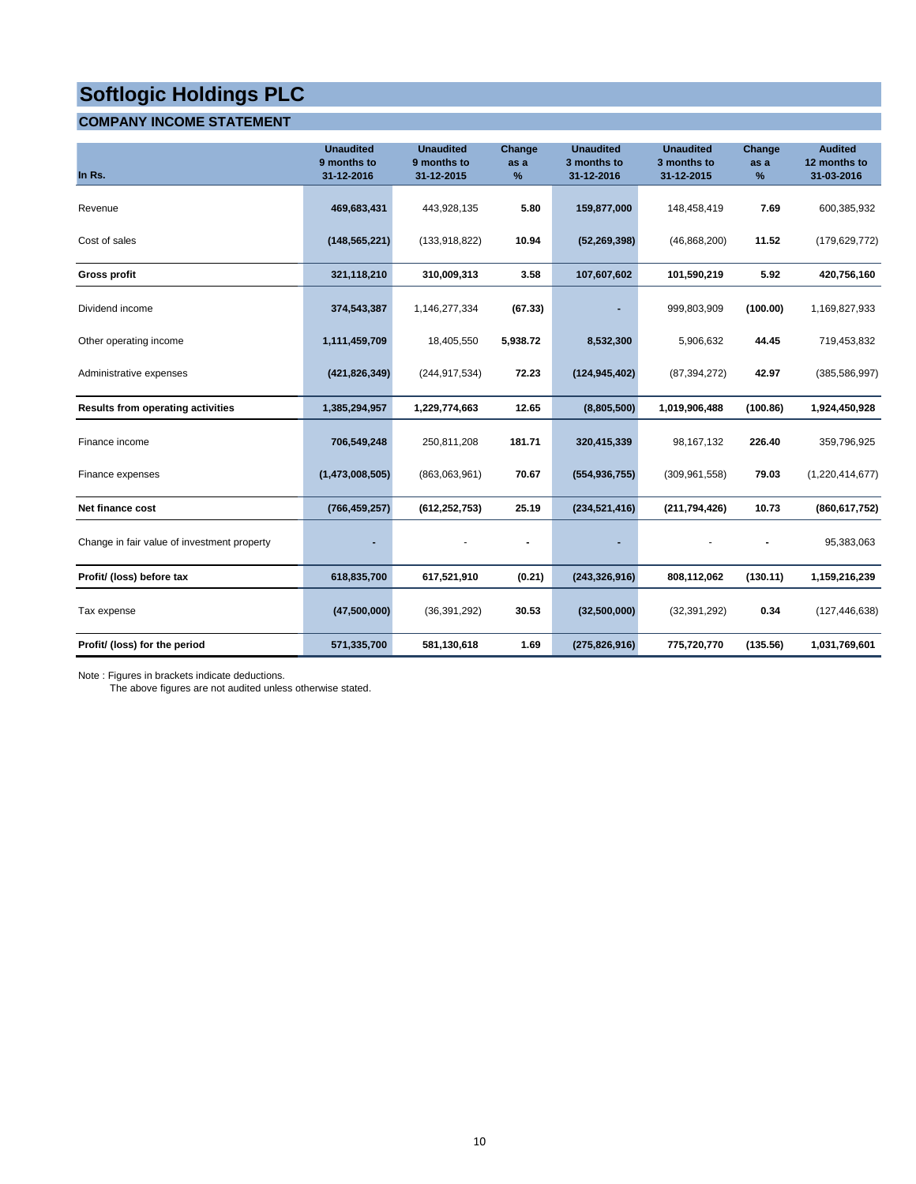# Softlogic Holdings PLC

## COMPANY INCOME STATEMENT

| In Rs. | Unaudited 9 months to 31-12-2016 | Unaudited 9 months to 31-12-2015 | Change as a % | Unaudited 3 months to 31-12-2016 | Unaudited 3 months to 31-12-2015 | Change as a % | Audited 12 months to 31-03-2016 |
|---|---|---|---|---|---|---|---|
| Revenue | 469,683,431 | 443,928,135 | 5.80 | 159,877,000 | 148,458,419 | 7.69 | 600,385,932 |
| Cost of sales | (148,565,221) | (133,918,822) | 10.94 | (52,269,398) | (46,868,200) | 11.52 | (179,629,772) |
| **Gross profit** | 321,118,210 | 310,009,313 | 3.58 | 107,607,602 | 101,590,219 | 5.92 | 420,756,160 |
| Dividend income | 374,543,387 | 1,146,277,334 | (67.33) | - | 999,803,909 | (100.00) | 1,169,827,933 |
| Other operating income | 1,111,459,709 | 18,405,550 | 5,938.72 | 8,532,300 | 5,906,632 | 44.45 | 719,453,832 |
| Administrative expenses | (421,826,349) | (244,917,534) | 72.23 | (124,945,402) | (87,394,272) | 42.97 | (385,586,997) |
| **Results from operating activities** | 1,385,294,957 | 1,229,774,663 | 12.65 | (8,805,500) | 1,019,906,488 | (100.86) | 1,924,450,928 |
| Finance income | 706,549,248 | 250,811,208 | 181.71 | 320,415,339 | 98,167,132 | 226.40 | 359,796,925 |
| Finance expenses | (1,473,008,505) | (863,063,961) | 70.67 | (554,936,755) | (309,961,558) | 79.03 | (1,220,414,677) |
| **Net finance cost** | (766,459,257) | (612,252,753) | 25.19 | (234,521,416) | (211,794,426) | 10.73 | (860,617,752) |
| Change in fair value of investment property | - | - | - | - | - | - | 95,383,063 |
| **Profit/ (loss) before tax** | 618,835,700 | 617,521,910 | (0.21) | (243,326,916) | 808,112,062 | (130.11) | 1,159,216,239 |
| Tax expense | (47,500,000) | (36,391,292) | 30.53 | (32,500,000) | (32,391,292) | 0.34 | (127,446,638) |
| **Profit/ (loss) for the period** | 571,335,700 | 581,130,618 | 1.69 | (275,826,916) | 775,720,770 | (135.56) | 1,031,769,601 |

Note : Figures in brackets indicate deductions.
The above figures are not audited unless otherwise stated.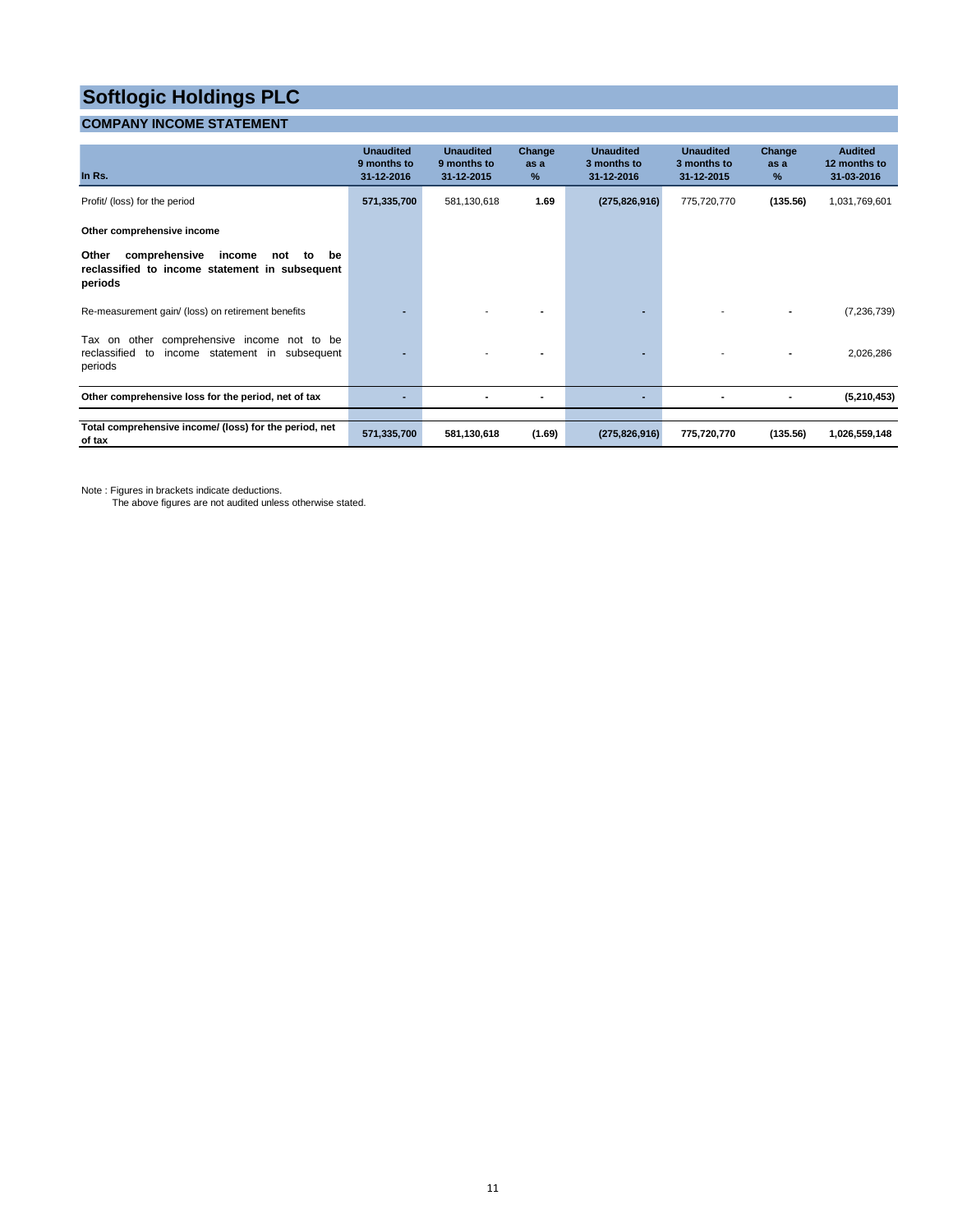# Softlogic Holdings PLC

## COMPANY INCOME STATEMENT

| In Rs. | Unaudited 9 months to 31-12-2016 | Unaudited 9 months to 31-12-2015 | Change as a % | Unaudited 3 months to 31-12-2016 | Unaudited 3 months to 31-12-2015 | Change as a % | Audited 12 months to 31-03-2016 |
|---|---|---|---|---|---|---|---|
| Profit/ (loss) for the period | **571,335,700** | 581,130,618 | **1.69** | **(275,826,916)** | 775,720,770 | **(135.56)** | 1,031,769,601 |
| **Other comprehensive income** | | | | | | | |
| **Other comprehensive income not to be reclassified to income statement in subsequent periods** | | | | | | | |
| Re-measurement gain/ (loss) on retirement benefits | **-** | - | **-** | **-** | - | **-** | (7,236,739) |
| Tax on other comprehensive income not to be reclassified to income statement in subsequent periods | **-** | - | **-** | **-** | - | **-** | 2,026,286 |
| **Other comprehensive loss for the period, net of tax** | **-** | **-** | **-** | **-** | **-** | **-** | **(5,210,453)** |
| **Total comprehensive income/ (loss) for the period, net of tax** | **571,335,700** | **581,130,618** | **(1.69)** | **(275,826,916)** | **775,720,770** | **(135.56)** | **1,026,559,148** |

Note : Figures in brackets indicate deductions.
The above figures are not audited unless otherwise stated.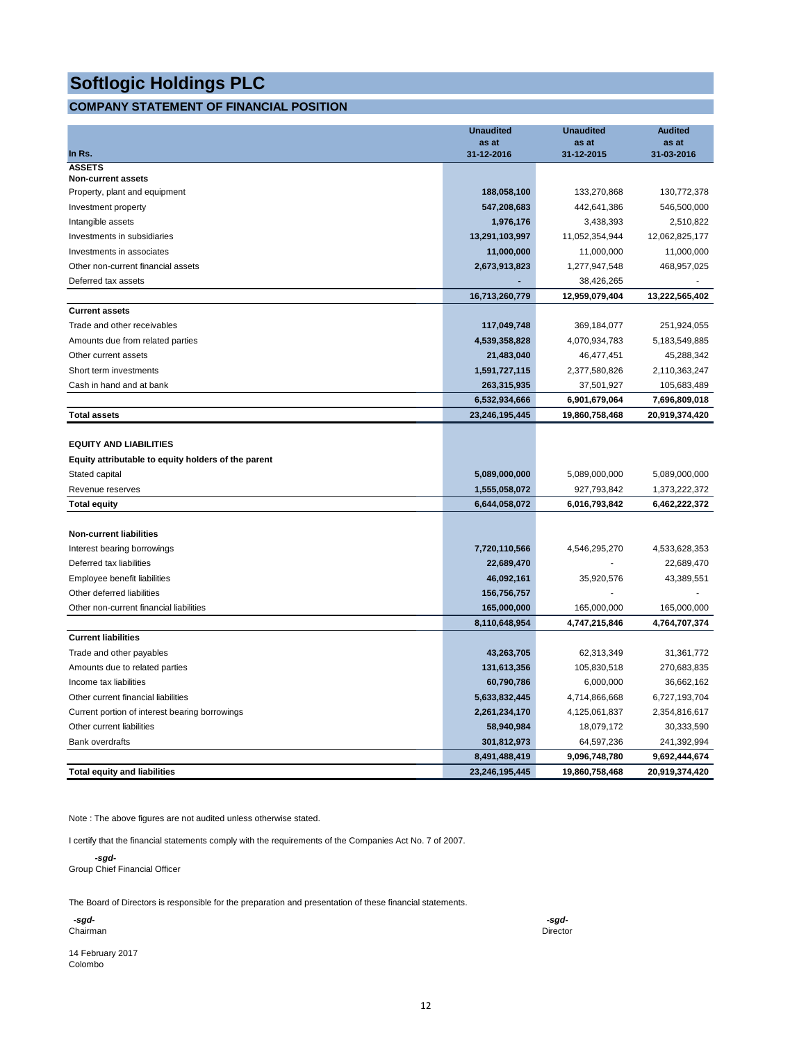# Softlogic Holdings PLC

## COMPANY STATEMENT OF FINANCIAL POSITION

| In Rs. | Unaudited as at 31-12-2016 | Unaudited as at 31-12-2015 | Audited as at 31-03-2016 |
|---|---|---|---|
| **ASSETS** | | | |
| **Non-current assets** | | | |
| Property, plant and equipment | **188,058,100** | 133,270,868 | 130,772,378 |
| Investment property | **547,208,683** | 442,641,386 | 546,500,000 |
| Intangible assets | **1,976,176** | 3,438,393 | 2,510,822 |
| Investments in subsidiaries | **13,291,103,997** | 11,052,354,944 | 12,062,825,177 |
| Investments in associates | **11,000,000** | 11,000,000 | 11,000,000 |
| Other non-current financial assets | **2,673,913,823** | 1,277,947,548 | 468,957,025 |
| Deferred tax assets | **-** | 38,426,265 | - |
| | **16,713,260,779** | **12,959,079,404** | **13,222,565,402** |
| **Current assets** | | | |
| Trade and other receivables | **117,049,748** | 369,184,077 | 251,924,055 |
| Amounts due from related parties | **4,539,358,828** | 4,070,934,783 | 5,183,549,885 |
| Other current assets | **21,483,040** | 46,477,451 | 45,288,342 |
| Short term investments | **1,591,727,115** | 2,377,580,826 | 2,110,363,247 |
| Cash in hand and at bank | **263,315,935** | 37,501,927 | 105,683,489 |
| | **6,532,934,666** | **6,901,679,064** | **7,696,809,018** |
| **Total assets** | **23,246,195,445** | **19,860,758,468** | **20,919,374,420** |
| | | | |
| **EQUITY AND LIABILITIES** | | | |
| **Equity attributable to equity holders of the parent** | | | |
| Stated capital | **5,089,000,000** | 5,089,000,000 | 5,089,000,000 |
| Revenue reserves | **1,555,058,072** | 927,793,842 | 1,373,222,372 |
| **Total equity** | **6,644,058,072** | **6,016,793,842** | **6,462,222,372** |
| | | | |
| **Non-current liabilities** | | | |
| Interest bearing borrowings | **7,720,110,566** | 4,546,295,270 | 4,533,628,353 |
| Deferred tax liabilities | **22,689,470** | - | 22,689,470 |
| Employee benefit liabilities | **46,092,161** | 35,920,576 | 43,389,551 |
| Other deferred liabilities | **156,756,757** | - | - |
| Other non-current financial liabilities | **165,000,000** | 165,000,000 | 165,000,000 |
| | **8,110,648,954** | **4,747,215,846** | **4,764,707,374** |
| **Current liabilities** | | | |
| Trade and other payables | **43,263,705** | 62,313,349 | 31,361,772 |
| Amounts due to related parties | **131,613,356** | 105,830,518 | 270,683,835 |
| Income tax liabilities | **60,790,786** | 6,000,000 | 36,662,162 |
| Other current financial liabilities | **5,633,832,445** | 4,714,866,668 | 6,727,193,704 |
| Current portion of interest bearing borrowings | **2,261,234,170** | 4,125,061,837 | 2,354,816,617 |
| Other current liabilities | **58,940,984** | 18,079,172 | 30,333,590 |
| Bank overdrafts | **301,812,973** | 64,597,236 | 241,392,994 |
| | **8,491,488,419** | **9,096,748,780** | **9,692,444,674** |
| **Total equity and liabilities** | **23,246,195,445** | **19,860,758,468** | **20,919,374,420** |

Note : The above figures are not audited unless otherwise stated.

I certify that the financial statements comply with the requirements of the Companies Act No. 7 of 2007.

***-sgd-***
Group Chief Financial Officer

The Board of Directors is responsible for the preparation and presentation of these financial statements.

***-sgd-***
Chairman

***-sgd-***
Director

14 February 2017
Colombo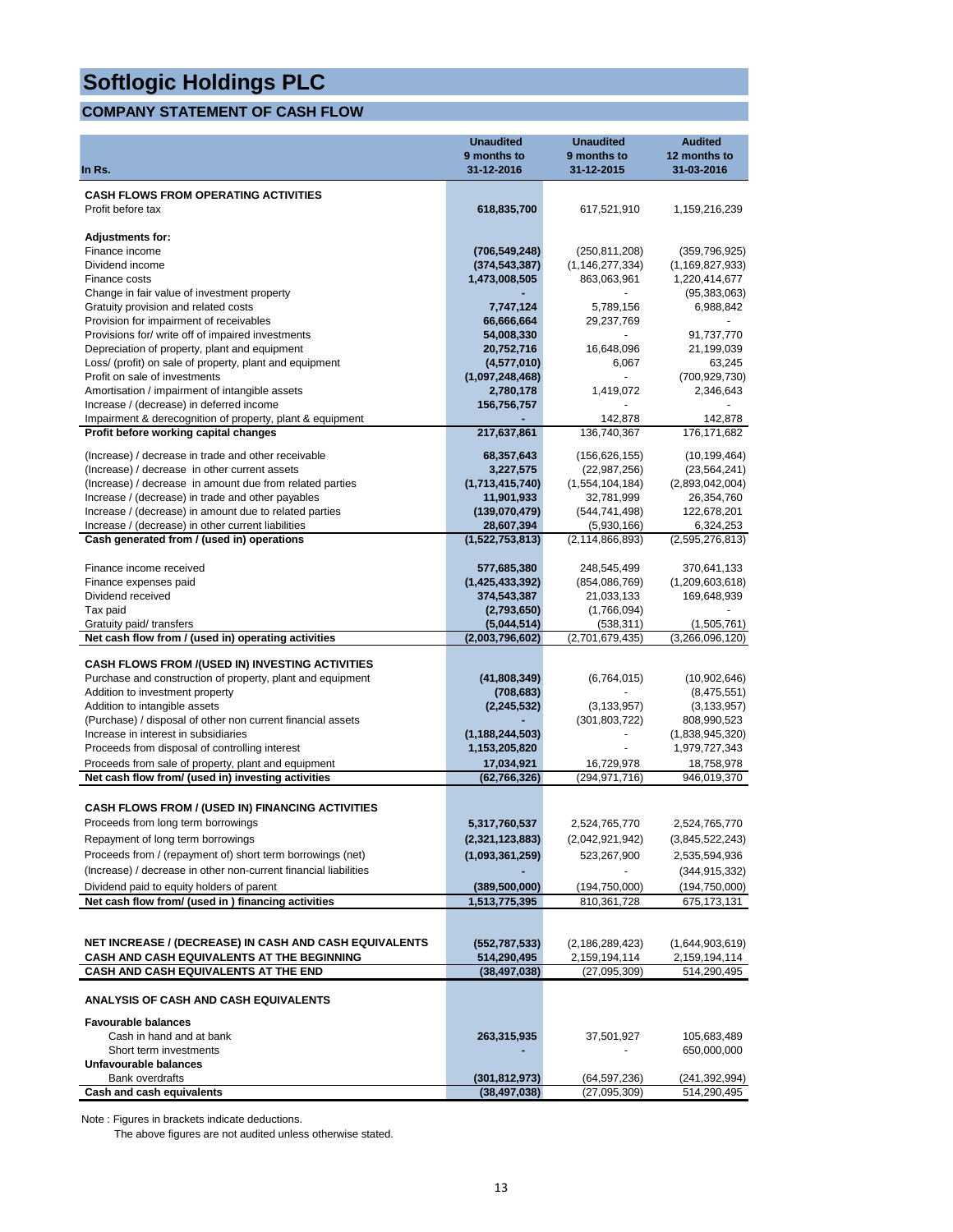# Softlogic Holdings PLC

## COMPANY STATEMENT OF CASH FLOW

| In Rs. | Unaudited 9 months to 31-12-2016 | Unaudited 9 months to 31-12-2015 | Audited 12 months to 31-03-2016 |
|---|---|---|---|
| **CASH FLOWS FROM OPERATING ACTIVITIES** | | | |
| Profit before tax | **618,835,700** | 617,521,910 | 1,159,216,239 |
| **Adjustments for:** | | | |
| Finance income | **(706,549,248)** | (250,811,208) | (359,796,925) |
| Dividend income | **(374,543,387)** | (1,146,277,334) | (1,169,827,933) |
| Finance costs | **1,473,008,505** | 863,063,961 | 1,220,414,677 |
| Change in fair value of investment property | **-** | - | (95,383,063) |
| Gratuity provision and related costs | **7,747,124** | 5,789,156 | 6,988,842 |
| Provision for impairment of receivables | **66,666,664** | 29,237,769 | - |
| Provisions for/ write off of impaired investments | **54,008,330** | - | 91,737,770 |
| Depreciation of property, plant and equipment | **20,752,716** | 16,648,096 | 21,199,039 |
| Loss/ (profit) on sale of property, plant and equipment | **(4,577,010)** | 6,067 | 63,245 |
| Profit on sale of investments | **(1,097,248,468)** | - | (700,929,730) |
| Amortisation / impairment of intangible assets | **2,780,178** | 1,419,072 | 2,346,643 |
| Increase / (decrease) in deferred income | **156,756,757** | - | - |
| Impairment & derecognition of property, plant & equipment | **-** | 142,878 | 142,878 |
| **Profit before working capital changes** | **217,637,861** | 136,740,367 | 176,171,682 |
| (Increase) / decrease in trade and other receivable | **68,357,643** | (156,626,155) | (10,199,464) |
| (Increase) / decrease in other current assets | **3,227,575** | (22,987,256) | (23,564,241) |
| (Increase) / decrease in amount due from related parties | **(1,713,415,740)** | (1,554,104,184) | (2,893,042,004) |
| Increase / (decrease) in trade and other payables | **11,901,933** | 32,781,999 | 26,354,760 |
| Increase / (decrease) in amount due to related parties | **(139,070,479)** | (544,741,498) | 122,678,201 |
| Increase / (decrease) in other current liabilities | **28,607,394** | (5,930,166) | 6,324,253 |
| **Cash generated from / (used in) operations** | **(1,522,753,813)** | (2,114,866,893) | (2,595,276,813) |
| Finance income received | **577,685,380** | 248,545,499 | 370,641,133 |
| Finance expenses paid | **(1,425,433,392)** | (854,086,769) | (1,209,603,618) |
| Dividend received | **374,543,387** | 21,033,133 | 169,648,939 |
| Tax paid | **(2,793,650)** | (1,766,094) | - |
| Gratuity paid/ transfers | **(5,044,514)** | (538,311) | (1,505,761) |
| **Net cash flow from / (used in) operating activities** | **(2,003,796,602)** | (2,701,679,435) | (3,266,096,120) |
| **CASH FLOWS FROM /(USED IN) INVESTING ACTIVITIES** | | | |
| Purchase and construction of property, plant and equipment | **(41,808,349)** | (6,764,015) | (10,902,646) |
| Addition to investment property | **(708,683)** | - | (8,475,551) |
| Addition to intangible assets | **(2,245,532)** | (3,133,957) | (3,133,957) |
| (Purchase) / disposal of other non current financial assets | **-** | (301,803,722) | 808,990,523 |
| Increase in interest in subsidiaries | **(1,188,244,503)** | - | (1,838,945,320) |
| Proceeds from disposal of controlling interest | **1,153,205,820** | - | 1,979,727,343 |
| Proceeds from sale of property, plant and equipment | **17,034,921** | 16,729,978 | 18,758,978 |
| **Net cash flow from/ (used in) investing activities** | **(62,766,326)** | (294,971,716) | 946,019,370 |
| **CASH FLOWS FROM / (USED IN) FINANCING ACTIVITIES** | | | |
| Proceeds from long term borrowings | **5,317,760,537** | 2,524,765,770 | 2,524,765,770 |
| Repayment of long term borrowings | **(2,321,123,883)** | (2,042,921,942) | (3,845,522,243) |
| Proceeds from / (repayment of) short term borrowings (net) | **(1,093,361,259)** | 523,267,900 | 2,535,594,936 |
| (Increase) / decrease in other non-current financial liabilities | **-** | - | (344,915,332) |
| Dividend paid to equity holders of parent | **(389,500,000)** | (194,750,000) | (194,750,000) |
| **Net cash flow from/ (used in ) financing activities** | **1,513,775,395** | 810,361,728 | 675,173,131 |
| **NET INCREASE / (DECREASE) IN CASH AND CASH EQUIVALENTS** | **(552,787,533)** | (2,186,289,423) | (1,644,903,619) |
| **CASH AND CASH EQUIVALENTS AT THE BEGINNING** | **514,290,495** | 2,159,194,114 | 2,159,194,114 |
| **CASH AND CASH EQUIVALENTS AT THE END** | **(38,497,038)** | (27,095,309) | 514,290,495 |
| **ANALYSIS OF CASH AND CASH EQUIVALENTS** | | | |
| **Favourable balances** | | | |
| Cash in hand and at bank | **263,315,935** | 37,501,927 | 105,683,489 |
| Short term investments | **-** | - | 650,000,000 |
| **Unfavourable balances** | | | |
| Bank overdrafts | **(301,812,973)** | (64,597,236) | (241,392,994) |
| **Cash and cash equivalents** | **(38,497,038)** | (27,095,309) | 514,290,495 |

Note : Figures in brackets indicate deductions.

The above figures are not audited unless otherwise stated.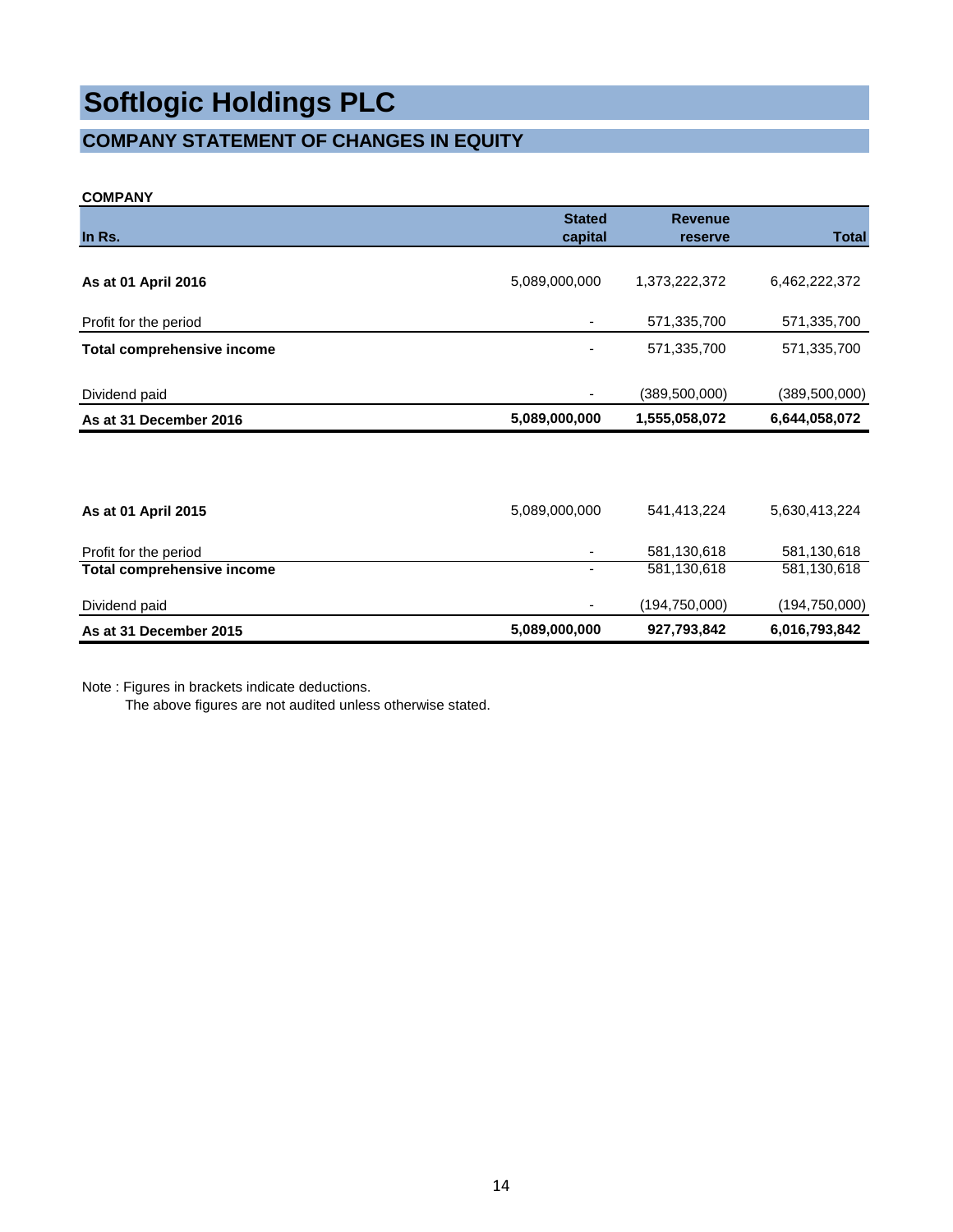# Softlogic Holdings PLC

## COMPANY STATEMENT OF CHANGES IN EQUITY

**COMPANY**

| In Rs. | Stated capital | Revenue reserve | Total |
|---|---|---|---|
| **As at 01 April 2016** | 5,089,000,000 | 1,373,222,372 | 6,462,222,372 |
| Profit for the period | - | 571,335,700 | 571,335,700 |
| **Total comprehensive income** | - | 571,335,700 | 571,335,700 |
| Dividend paid | - | (389,500,000) | (389,500,000) |
| **As at 31 December 2016** | **5,089,000,000** | **1,555,058,072** | **6,644,058,072** |
| | | | |
| **As at 01 April 2015** | 5,089,000,000 | 541,413,224 | 5,630,413,224 |
| Profit for the period | - | 581,130,618 | 581,130,618 |
| **Total comprehensive income** | - | 581,130,618 | 581,130,618 |
| Dividend paid | - | (194,750,000) | (194,750,000) |
| **As at 31 December 2015** | **5,089,000,000** | **927,793,842** | **6,016,793,842** |

Note : Figures in brackets indicate deductions.
The above figures are not audited unless otherwise stated.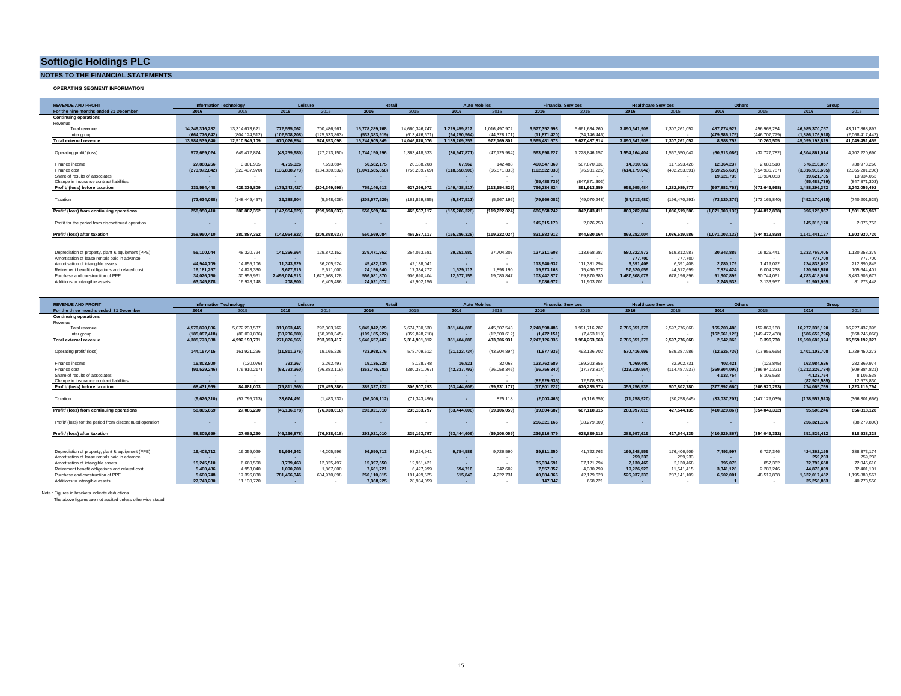# Softlogic Holdings PLC

## NOTES TO THE FINANCIAL STATEMENTS

### OPERATING SEGMENT INFORMATION

| REVENUE AND PROFIT | Information Technology | | Leisure | | Retail | | Auto Mobiles | | Financial Services | | Healthcare Services | | Others | | Group | |
|---|---|---|---|---|---|---|---|---|---|---|---|---|---|---|---|---|
| For the nine months ended 31 December | 2016 | 2015 | 2016 | 2015 | 2016 | 2015 | 2016 | 2015 | 2016 | 2015 | 2016 | 2015 | 2016 | 2015 | 2016 | 2015 |
| **Continuing operations** | | | | | | | | | | | | | | | | |
| Revenue | | | | | | | | | | | | | | | | |
| Total revenue | 14,249,316,282 | 13,314,673,621 | 772,535,062 | 700,486,961 | 15,778,289,768 | 14,660,346,747 | 1,229,459,817 | 1,016,497,972 | 6,577,352,993 | 5,661,634,260 | 7,890,641,908 | 7,307,261,052 | 487,774,927 | 456,968,284 | 46,985,370,757 | 43,117,868,897 |
| Inter group | (664,776,642) | (804,124,512) | (102,508,208) | (125,633,863) | (533,383,919) | (613,476,671) | (94,250,564) | (44,328,171) | (11,871,420) | (34,146,446) | - | - | (479,386,175) | (446,707,779) | (1,886,176,928) | (2,068,417,442) |
| **Total external revenue** | 13,584,539,640 | 12,510,549,109 | 670,026,854 | 574,853,098 | 15,244,905,849 | 14,046,870,076 | 1,135,209,253 | 972,169,801 | 6,565,481,573 | 5,627,487,814 | 7,890,641,908 | 7,307,261,052 | 8,388,752 | 10,260,505 | 45,099,193,829 | 41,049,451,455 |
| Operating profit/ (loss) | 577,669,024 | 649,472,874 | (43,259,980) | (27,213,150) | 1,744,150,296 | 1,363,418,533 | (30,947,871) | (47,125,984) | 563,698,227 | 1,228,846,157 | 1,554,164,404 | 1,567,550,042 | (60,613,086) | (32,727,782) | 4,304,861,014 | 4,702,220,690 |
| Finance income | 27,888,266 | 3,301,905 | 4,755,326 | 7,693,684 | 56,582,175 | 20,188,208 | 67,962 | 142,488 | 460,547,369 | 587,870,031 | 14,010,722 | 117,693,426 | 12,364,237 | 2,083,518 | 576,216,057 | 738,973,260 |
| Finance cost | (273,972,842) | (223,437,970) | (136,838,773) | (184,830,532) | (1,041,585,858) | (756,239,769) | (118,558,908) | (66,571,333) | (162,522,033) | (76,931,226) | (614,179,642) | (402,253,591) | (969,255,639) | (654,936,787) | (3,316,913,695) | (2,365,201,208) |
| Share of results of associates | - | - | - | - | - | - | - | - | - | - | - | - | 19,621,735 | 13,934,053 | 19,621,735 | 13,934,053 |
| Change in insurance contract liabilities | - | - | - | - | - | - | - | - | (95,488,739) | (847,871,303) | - | - | - | - | (95,488,739) | (847,871,303) |
| **Profit/ (loss) before taxation** | 331,584,448 | 429,336,809 | (175,343,427) | (204,349,998) | 759,146,613 | 627,366,972 | (149,438,817) | (113,554,829) | 766,234,824 | 891,913,659 | 953,995,484 | 1,282,989,877 | (997,882,753) | (671,646,998) | 1,488,296,372 | 2,242,055,492 |
| Taxation | (72,634,038) | (148,449,457) | 32,388,604 | (5,548,639) | (208,577,529) | (161,829,855) | (5,847,511) | (5,667,195) | (79,666,082) | (49,070,248) | (84,713,480) | (196,470,291) | (73,120,379) | (173,165,840) | (492,170,415) | (740,201,525) |
| **Profit/ (loss) from continuing operations** | 258,950,410 | 280,887,352 | (142,954,823) | (209,898,637) | 550,569,084 | 465,537,117 | (155,286,328) | (119,222,024) | 686,568,742 | 842,843,411 | 869,282,004 | 1,086,519,586 | (1,071,003,132) | (844,812,838) | 996,125,957 | 1,501,853,967 |
| Profit for the period from discontinued operation | - | - | - | - | - | - | - | - | 145,315,170 | 2,076,753 | - | - | - | - | 145,315,170 | 2,076,753 |
| **Profit/ (loss) after taxation** | 258,950,410 | 280,887,352 | (142,954,823) | (209,898,637) | 550,569,084 | 465,537,117 | (155,286,328) | (119,222,024) | 831,883,912 | 844,920,164 | 869,282,004 | 1,086,519,586 | (1,071,003,132) | (844,812,838) | 1,141,441,127 | 1,503,930,720 |
| Depreciation of property, plant & equipment (PPE) | 55,100,044 | 48,320,724 | 141,366,964 | 129,872,152 | 279,471,952 | 264,053,581 | 29,251,980 | 27,704,207 | 127,311,608 | 113,668,287 | 580,322,972 | 519,812,987 | 20,943,885 | 16,826,441 | 1,233,769,405 | 1,120,258,379 |
| Amortisation of lease rentals paid in advance | - | - | - | - | - | - | - | - | - | - | 777,700 | 777,700 | - | - | 777,700 | 777,700 |
| Amortisation of intangible assets | 44,944,709 | 14,855,106 | 11,343,929 | 36,205,924 | 45,432,235 | 42,138,041 | - | - | 113,940,632 | 111,381,294 | 6,391,408 | 6,391,408 | 2,780,179 | 1,419,072 | 224,833,092 | 212,390,845 |
| Retirement benefit obligations and related cost | 16,181,257 | 14,823,330 | 3,677,915 | 5,611,000 | 24,156,640 | 17,334,272 | 1,529,113 | 1,898,190 | 19,973,168 | 15,460,672 | 57,620,059 | 44,512,699 | 7,824,424 | 6,004,238 | 130,962,576 | 105,644,401 |
| Purchase and construction of PPE | 34,026,760 | 30,955,961 | 2,498,074,513 | 1,627,968,128 | 556,081,870 | 906,690,404 | 12,677,155 | 19,080,847 | 103,442,377 | 169,870,380 | 1,487,808,076 | 678,196,896 | 91,307,899 | 50,744,061 | 4,783,418,650 | 3,483,506,677 |
| Additions to intangible assets | 63,345,878 | 16,928,148 | 208,800 | 6,405,486 | 24,021,072 | 42,902,156 | - | - | 2,086,672 | 11,903,701 | - | - | 2,245,533 | 3,133,957 | 91,907,955 | 81,273,448 |

| REVENUE AND PROFIT | Information Technology | | Leisure | | Retail | | Auto Mobiles | | Financial Services | | Healthcare Services | | Others | | Group | |
|---|---|---|---|---|---|---|---|---|---|---|---|---|---|---|---|---|
| For the three months ended 31 December | 2016 | 2015 | 2016 | 2015 | 2016 | 2015 | 2016 | 2015 | 2016 | 2015 | 2016 | 2015 | 2016 | 2015 | 2016 | 2015 |
| **Continuing operations** | | | | | | | | | | | | | | | | |
| Revenue | | | | | | | | | | | | | | | | |
| Total revenue | 4,570,870,806 | 5,072,233,537 | 310,063,445 | 292,303,762 | 5,845,842,629 | 5,674,730,530 | 351,404,888 | 445,807,543 | 2,248,598,486 | 1,991,716,787 | 2,785,351,378 | 2,597,776,068 | 165,203,488 | 152,869,168 | 16,277,335,120 | 16,227,437,395 |
| Inter group | (185,097,418) | (80,039,836) | (38,236,880) | (58,950,345) | (199,185,222) | (359,828,718) | - | (12,500,612) | (1,472,151) | (7,453,119) | - | - | (162,661,125) | (149,472,438) | (586,652,796) | (668,245,068) |
| **Total external revenue** | 4,385,773,388 | 4,992,193,701 | 271,826,565 | 233,353,417 | 5,646,657,407 | 5,314,901,812 | 351,404,888 | 433,306,931 | 2,247,126,335 | 1,984,263,668 | 2,785,351,378 | 2,597,776,068 | 2,542,363 | 3,396,730 | 15,690,682,324 | 15,559,192,327 |
| Operating profit/ (loss) | 144,157,415 | 161,921,296 | (11,811,276) | 19,165,236 | 733,968,276 | 578,709,612 | (21,123,734) | (43,904,894) | (1,877,936) | 492,126,702 | 570,416,699 | 539,387,986 | (12,625,736) | (17,955,665) | 1,401,103,708 | 1,729,450,273 |
| Finance income | 15,803,800 | (130,076) | 793,267 | 2,262,497 | 19,135,228 | 8,128,748 | 16,921 | 32,063 | 123,762,589 | 189,303,856 | 4,069,400 | 82,902,731 | 403,421 | (129,845) | 163,984,626 | 282,369,974 |
| Finance cost | (91,529,246) | (76,910,217) | (68,793,360) | (96,883,119) | (363,776,382) | (280,331,067) | (42,337,793) | (26,058,346) | (56,756,340) | (17,773,814) | (219,229,564) | (114,487,937) | (369,804,099) | (196,940,321) | (1,212,226,784) | (809,384,821) |
| Share of results of associates | - | - | - | - | - | - | - | - | - | - | - | - | 4,133,754 | 8,105,538 | 4,133,754 | 8,105,538 |
| Change in insurance contract liabilities | - | - | - | - | - | - | - | - | (82,929,535) | 12,578,830 | - | - | - | - | (82,929,535) | 12,578,830 |
| **Profit/ (loss) before taxation** | 68,431,969 | 84,881,003 | (79,811,369) | (75,455,386) | 389,327,122 | 306,507,293 | (63,444,606) | (69,931,177) | (17,801,222) | 676,235,574 | 355,256,535 | 507,802,780 | (377,892,660) | (206,920,293) | 274,065,769 | 1,223,119,794 |
| Taxation | (9,626,310) | (57,795,713) | 33,674,491 | (1,483,232) | (96,306,112) | (71,343,496) | - | 825,118 | (2,003,465) | (9,116,659) | (71,258,920) | (80,258,645) | (33,037,207) | (147,129,039) | (178,557,523) | (366,301,666) |
| **Profit/ (loss) from continuing operations** | 58,805,659 | 27,085,290 | (46,136,878) | (76,938,618) | 293,021,010 | 235,163,797 | (63,444,606) | (69,106,059) | (19,804,687) | 667,118,915 | 283,997,615 | 427,544,135 | (410,929,867) | (354,049,332) | 95,508,246 | 856,818,128 |
| Profit/ (loss) for the period from discontinued operation | - | - | - | - | - | - | - | - | 256,321,166 | (38,279,800) | - | - | - | - | 256,321,166 | (38,279,800) |
| **Profit/ (loss) after taxation** | 58,805,659 | 27,085,290 | (46,136,878) | (76,938,618) | 293,021,010 | 235,163,797 | (63,444,606) | (69,106,059) | 236,516,479 | 628,839,115 | 283,997,615 | 427,544,135 | (410,929,867) | (354,049,332) | 351,829,412 | 818,538,328 |
| Depreciation of property, plant & equipment (PPE) | 19,408,712 | 16,359,029 | 51,964,342 | 44,205,596 | 96,550,713 | 93,224,941 | 9,784,586 | 9,726,590 | 39,811,250 | 41,722,763 | 199,348,555 | 176,406,909 | 7,493,997 | 6,727,346 | 424,362,155 | 388,373,174 |
| Amortisation of lease rentals paid in advance | - | - | - | - | - | - | - | - | - | - | 259,233 | 259,233 | - | - | 259,233 | 259,233 |
| Amortisation of intangible assets | 15,245,510 | 6,660,568 | 3,789,463 | 12,325,497 | 15,397,550 | 12,951,421 | - | - | 35,334,591 | 37,121,294 | 2,130,469 | 2,130,468 | 895,075 | 857,362 | 72,792,658 | 72,046,610 |
| Retirement benefit obligations and related cost | 5,400,486 | 4,953,040 | 1,090,208 | 1,867,000 | 7,661,721 | 6,427,999 | 594,716 | 942,602 | 7,557,857 | 4,380,799 | 19,226,923 | 11,541,415 | 3,341,128 | 2,288,246 | 44,873,039 | 32,401,101 |
| Purchase and construction of PPE | 5,600,748 | 17,396,838 | 781,466,346 | 604,970,898 | 260,110,815 | 191,499,525 | 515,843 | 4,222,731 | 40,884,366 | 42,129,628 | 526,937,333 | 287,141,109 | 6,502,001 | 48,519,838 | 1,622,017,452 | 1,195,880,567 |
| Additions to intangible assets | 27,743,280 | 11,130,770 | - | - | 7,368,225 | 28,984,059 | - | - | 147,347 | 658,721 | - | - | 1 | - | 35,258,853 | 40,773,550 |

Note : Figures in brackets indicate deductions.
The above figures are not audited unless otherwise stated.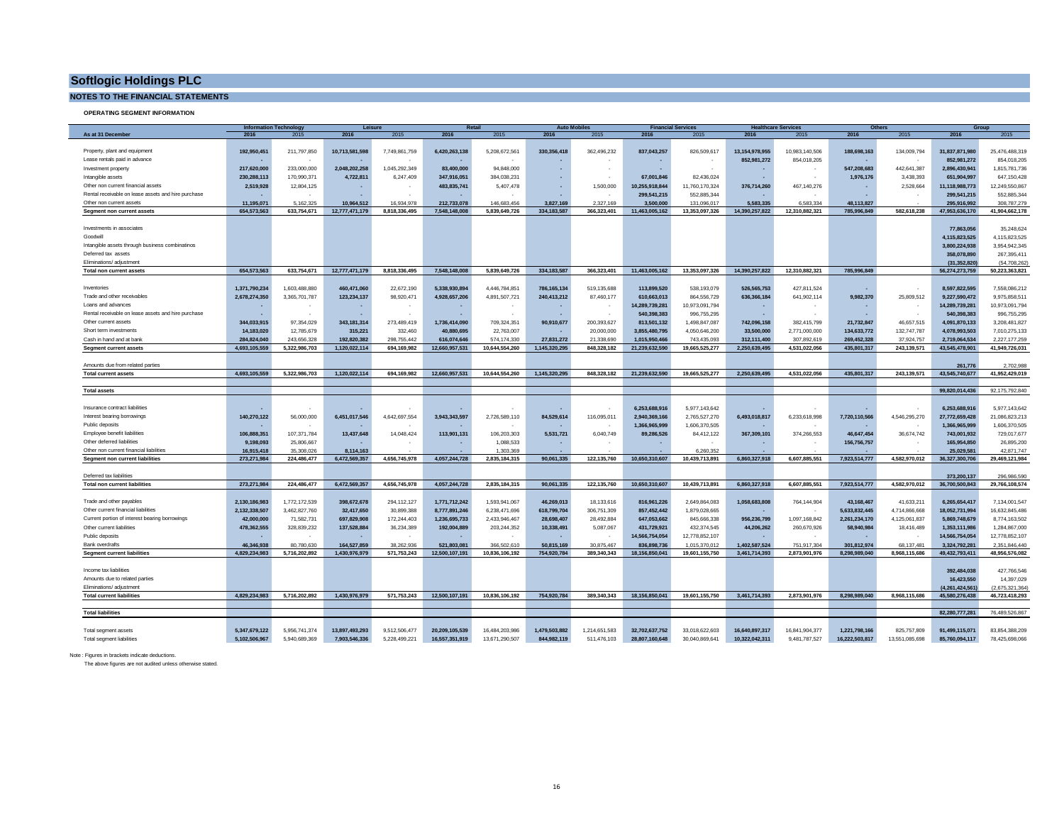# Softlogic Holdings PLC

## NOTES TO THE FINANCIAL STATEMENTS

### OPERATING SEGMENT INFORMATION

| As at 31 December | Information Technology | | Leisure | | Retail | | Auto Mobiles | | Financial Services | | Healthcare Services | | Others | | Group | |
|---|---|---|---|---|---|---|---|---|---|---|---|---|---|---|---|---|
| | 2016 | 2015 | 2016 | 2015 | 2016 | 2015 | 2016 | 2015 | 2016 | 2015 | 2016 | 2015 | 2016 | 2015 | 2016 | 2015 |
| Property, plant and equipment | 192,950,451 | 211,797,850 | 10,713,581,598 | 7,749,861,759 | 6,420,263,138 | 5,208,672,561 | 330,356,418 | 362,496,232 | 837,043,257 | 826,509,617 | 13,154,978,955 | 10,983,140,506 | 188,698,163 | 134,009,794 | 31,837,871,980 | 25,476,488,319 |
| Lease rentals paid in advance | - | - | - | - | - | - | - | - | - | - | 852,981,272 | 854,018,205 | - | - | 852,981,272 | 854,018,205 |
| Investment property | 217,620,000 | 233,000,000 | 2,048,202,258 | 1,045,292,349 | 83,400,000 | 94,848,000 | - | - | - | - | - | - | 547,208,683 | 442,641,387 | 2,896,430,941 | 1,815,781,736 |
| Intangible assets | 230,288,113 | 170,990,371 | 4,722,811 | 6,247,409 | 347,916,051 | 384,038,231 | - | - | 67,001,846 | 82,436,024 | - | - | 1,976,176 | 3,438,393 | 651,904,997 | 647,150,428 |
| Other non current financial assets | 2,519,928 | 12,804,125 | - | - | 483,835,741 | 5,407,478 | - | 1,500,000 | 10,255,918,844 | 11,760,170,324 | 376,714,260 | 467,140,276 | - | 2,528,664 | 11,118,988,773 | 12,249,550,867 |
| Rental receivable on lease assets and hire purchase | - | - | - | - | - | - | - | - | 299,541,215 | 552,885,344 | - | - | - | - | 299,541,215 | 552,885,344 |
| Other non current assets | 11,195,071 | 5,162,325 | 10,964,512 | 16,934,978 | 212,733,078 | 146,683,456 | 3,827,169 | 2,327,169 | 3,500,000 | 131,096,017 | 5,583,335 | 6,583,334 | 48,113,827 | - | 295,916,992 | 308,787,279 |
| **Segment non current assets** | **654,573,563** | **633,754,671** | **12,777,471,179** | **8,818,336,495** | **7,548,148,008** | **5,839,649,726** | **334,183,587** | **366,323,401** | **11,463,005,162** | **13,353,097,326** | **14,390,257,822** | **12,310,882,321** | **785,996,849** | **582,618,238** | **47,953,636,170** | **41,904,662,178** |
| Investments in associates | | | | | | | | | | | | | | | 77,863,056 | 35,248,624 |
| Goodwill | | | | | | | | | | | | | | | 4,115,823,525 | 4,115,823,525 |
| Intangible assets through business combinations | | | | | | | | | | | | | | | 3,800,224,938 | 3,954,942,345 |
| Deferred tax assets | | | | | | | | | | | | | | | 358,078,890 | 267,395,411 |
| Eliminations/ adjustment | | | | | | | | | | | | | | | (31,352,820) | (54,708,262) |
| **Total non current assets** | **654,573,563** | **633,754,671** | **12,777,471,179** | **8,818,336,495** | **7,548,148,008** | **5,839,649,726** | **334,183,587** | **366,323,401** | **11,463,005,162** | **13,353,097,326** | **14,390,257,822** | **12,310,882,321** | **785,996,849** | | **56,274,273,759** | **50,223,363,821** |
| Inventories | 1,371,790,234 | 1,603,488,880 | 460,471,060 | 22,672,190 | 5,338,930,894 | 4,446,784,851 | 786,165,134 | 519,135,688 | 113,899,520 | 538,193,079 | 526,565,753 | 427,811,524 | - | - | 8,597,822,595 | 7,558,086,212 |
| Trade and other receivables | 2,678,274,350 | 3,365,701,787 | 123,234,137 | 98,920,471 | 4,928,657,206 | 4,891,507,721 | 240,413,212 | 87,460,177 | 610,663,013 | 864,556,729 | 636,366,184 | 641,902,114 | 9,982,370 | 25,809,512 | 9,227,590,472 | 9,975,858,511 |
| Loans and advances | - | - | - | - | - | - | - | - | 14,289,739,281 | 10,973,091,794 | - | - | - | - | 14,289,739,281 | 10,973,091,794 |
| Rental receivable on lease assets and hire purchase | - | - | - | - | - | - | - | - | 540,398,383 | 996,755,295 | - | - | - | - | 540,398,383 | 996,755,295 |
| Other current assets | 344,033,915 | 97,354,029 | 343,181,314 | 273,489,419 | 1,736,414,090 | 709,324,351 | 90,910,677 | 200,393,627 | 821,501,132 | 1,498,847,087 | 742,096,158 | 382,415,799 | 21,732,847 | 46,657,515 | 4,091,870,133 | 3,208,481,827 |
| Short term investments | 14,183,020 | 12,785,679 | 315,221 | 332,460 | 40,880,695 | 22,763,007 | - | 20,000,000 | 3,855,480,795 | 4,050,646,200 | 33,500,000 | 2,771,000,000 | 134,633,772 | 132,747,787 | 4,078,993,503 | 7,010,275,133 |
| Cash in hand and at bank | 284,824,040 | 243,656,328 | 192,820,382 | 298,755,442 | 616,074,646 | 574,174,330 | 27,831,272 | 21,338,690 | 1,015,950,466 | 743,435,093 | 312,111,400 | 307,892,619 | 269,452,328 | 37,924,757 | 2,719,064,534 | 2,227,177,259 |
| **Segment current assets** | **4,693,105,559** | **5,322,986,703** | **1,120,022,114** | **694,169,982** | **12,660,957,531** | **10,644,554,260** | **1,145,320,295** | **848,328,182** | **21,239,632,590** | **19,665,525,277** | **2,250,639,495** | **4,531,022,056** | **435,801,317** | **243,139,571** | **43,545,478,901** | **41,949,726,031** |
| Amounts due from related parties | | | | | | | | | | | | | | | 261,776 | 2,702,988 |
| **Total current assets** | **4,693,105,559** | **5,322,986,703** | **1,120,022,114** | **694,169,982** | **12,660,957,531** | **10,644,554,260** | **1,145,320,295** | **848,328,182** | **21,239,632,590** | **19,665,525,277** | **2,250,639,495** | **4,531,022,056** | **435,801,317** | **243,139,571** | **43,545,740,677** | **41,952,429,019** |
| **Total assets** | | | | | | | | | | | | | | | **99,820,014,436** | **92,175,792,840** |
| Insurance contract liabilities | - | - | - | - | - | - | - | - | 6,253,688,916 | 5,977,143,642 | - | - | - | - | 6,253,688,916 | 5,977,143,642 |
| Interest bearing borrowings | 140,270,122 | 56,000,000 | 6,451,017,546 | 4,642,697,554 | 3,943,343,597 | 2,726,589,110 | 84,529,614 | 116,095,011 | 2,940,369,166 | 2,765,527,270 | 6,493,018,817 | 6,233,618,998 | 7,720,110,566 | 4,546,295,270 | 27,772,659,428 | 21,086,823,213 |
| Public deposits | - | - | - | - | - | - | - | - | 1,366,965,999 | 1,606,370,505 | - | - | - | - | 1,366,965,999 | 1,606,370,505 |
| Employee benefit liabilities | 106,888,351 | 107,371,784 | 13,437,648 | 14,048,424 | 113,901,131 | 106,203,303 | 5,531,721 | 6,040,749 | 89,286,526 | 84,412,122 | 367,309,101 | 374,266,553 | 46,647,454 | 36,674,742 | 743,001,932 | 729,017,677 |
| Other deferred liabilities | 9,198,093 | 25,806,667 | - | - | - | 1,088,533 | - | - | - | - | - | - | 156,756,757 | - | 165,954,850 | 26,895,200 |
| Other non current financial liabilities | 16,915,418 | 35,308,026 | 8,114,163 | - | - | 1,303,369 | - | - | - | 6,260,352 | - | - | - | - | 25,029,581 | 42,871,747 |
| **Segment non current liabilities** | **273,271,984** | **224,486,477** | **6,472,569,357** | **4,656,745,978** | **4,057,244,728** | **2,835,184,315** | **90,061,335** | **122,135,760** | **10,650,310,607** | **10,439,713,891** | **6,860,327,918** | **6,607,885,551** | **7,923,514,777** | **4,582,970,012** | **36,327,300,706** | **29,469,121,984** |
| Deferred tax liabilities | | | | | | | | | | | | | | | 373,200,137 | 296,986,590 |
| **Total non current liabilities** | **273,271,984** | **224,486,477** | **6,472,569,357** | **4,656,745,978** | **4,057,244,728** | **2,835,184,315** | **90,061,335** | **122,135,760** | **10,650,310,607** | **10,439,713,891** | **6,860,327,918** | **6,607,885,551** | **7,923,514,777** | **4,582,970,012** | **36,700,500,843** | **29,766,108,574** |
| Trade and other payables | 2,130,186,983 | 1,772,172,539 | 398,672,678 | 294,112,127 | 1,771,712,242 | 1,593,941,067 | 46,269,013 | 18,133,616 | 816,961,226 | 2,649,864,083 | 1,058,683,808 | 764,144,904 | 43,168,467 | 41,633,211 | 6,265,654,417 | 7,134,001,547 |
| Other current financial liabilities | 2,132,338,507 | 3,462,827,760 | 32,417,650 | 30,899,388 | 8,777,891,246 | 6,238,471,696 | 618,799,704 | 306,751,309 | 857,452,442 | 1,879,028,665 | - | - | 5,633,832,445 | 4,714,866,668 | 18,052,731,994 | 16,632,845,486 |
| Current portion of interest bearing borrowings | 42,000,000 | 71,582,731 | 697,829,908 | 172,244,403 | 1,236,695,733 | 2,433,946,467 | 28,698,407 | 28,492,884 | 647,053,662 | 845,666,338 | 956,236,799 | 1,097,168,842 | 2,261,234,170 | 4,125,061,837 | 5,869,748,679 | 8,774,163,502 |
| Other current liabilities | 478,362,555 | 328,839,232 | 137,528,884 | 36,234,389 | 192,004,889 | 203,244,352 | 10,338,491 | 5,087,067 | 431,729,921 | 432,374,545 | 44,206,262 | 260,670,926 | 58,940,984 | 18,416,489 | 1,353,111,986 | 1,284,867,000 |
| Public deposits | - | - | - | - | - | - | - | - | 14,566,754,054 | 12,778,852,107 | - | - | - | - | 14,566,754,054 | 12,778,852,107 |
| Bank overdrafts | 46,346,938 | 80,780,630 | 164,527,859 | 38,262,936 | 521,803,081 | 366,502,610 | 50,815,169 | 30,875,467 | 836,898,736 | 1,015,370,012 | 1,402,587,524 | 751,917,304 | 301,812,974 | 68,137,481 | 3,324,792,281 | 2,351,846,440 |
| **Segment current liabilities** | **4,829,234,983** | **5,716,202,892** | **1,430,976,979** | **571,753,243** | **12,500,107,191** | **10,836,106,192** | **754,920,784** | **389,340,343** | **18,156,850,041** | **19,601,155,750** | **3,461,714,393** | **2,873,901,976** | **8,298,989,040** | **8,968,115,686** | **49,432,793,411** | **48,956,576,082** |
| Income tax liabilities | | | | | | | | | | | | | | | 392,484,038 | 427,766,546 |
| Amounts due to related parties | | | | | | | | | | | | | | | 16,423,550 | 14,397,029 |
| Eliminations/ adjustment | | | | | | | | | | | | | | | (4,261,424,561) | (2,675,321,364) |
| **Total current liabilities** | **4,829,234,983** | **5,716,202,892** | **1,430,976,979** | **571,753,243** | **12,500,107,191** | **10,836,106,192** | **754,920,784** | **389,340,343** | **18,156,850,041** | **19,601,155,750** | **3,461,714,393** | **2,873,901,976** | **8,298,989,040** | **8,968,115,686** | **45,580,276,438** | **46,723,418,293** |
| **Total liabilities** | | | | | | | | | | | | | | | **82,280,777,281** | **76,489,526,867** |
| Total segment assets | 5,347,679,122 | 5,956,741,374 | 13,897,493,293 | 9,512,506,477 | 20,209,105,539 | 16,484,203,986 | 1,479,503,882 | 1,214,651,583 | 32,702,637,752 | 33,018,622,603 | 16,640,897,317 | 16,841,904,377 | 1,221,798,166 | 825,757,809 | 91,499,115,071 | 83,854,388,209 |
| Total segment liabilities | 5,102,506,967 | 5,940,689,369 | 7,903,546,336 | 5,228,499,221 | 16,557,351,919 | 13,671,290,507 | 844,982,119 | 511,476,103 | 28,807,160,648 | 30,040,869,641 | 10,322,042,311 | 9,481,787,527 | 16,222,503,817 | 13,551,085,698 | 85,760,094,117 | 78,425,698,066 |

Note : Figures in brackets indicate deductions.

The above figures are not audited unless otherwise stated.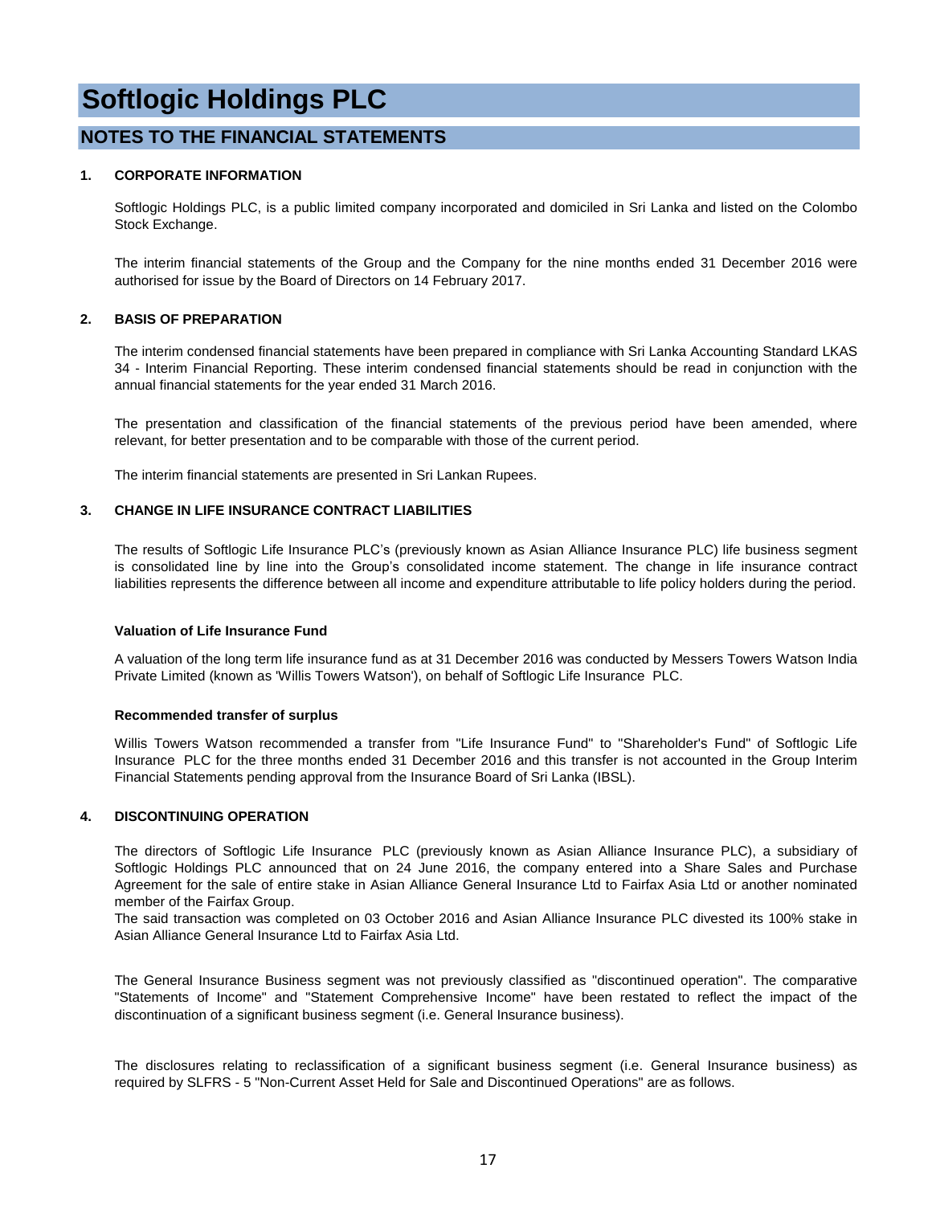# Softlogic Holdings PLC

## NOTES TO THE FINANCIAL STATEMENTS

### 1. CORPORATE INFORMATION

Softlogic Holdings PLC, is a public limited company incorporated and domiciled in Sri Lanka and listed on the Colombo Stock Exchange.

The interim financial statements of the Group and the Company for the nine months ended 31 December 2016 were authorised for issue by the Board of Directors on 14 February 2017.

### 2. BASIS OF PREPARATION

The interim condensed financial statements have been prepared in compliance with Sri Lanka Accounting Standard LKAS 34 - Interim Financial Reporting. These interim condensed financial statements should be read in conjunction with the annual financial statements for the year ended 31 March 2016.

The presentation and classification of the financial statements of the previous period have been amended, where relevant, for better presentation and to be comparable with those of the current period.

The interim financial statements are presented in Sri Lankan Rupees.

### 3. CHANGE IN LIFE INSURANCE CONTRACT LIABILITIES

The results of Softlogic Life Insurance PLC's (previously known as Asian Alliance Insurance PLC) life business segment is consolidated line by line into the Group's consolidated income statement. The change in life insurance contract liabilities represents the difference between all income and expenditure attributable to life policy holders during the period.

**Valuation of Life Insurance Fund**

A valuation of the long term life insurance fund as at 31 December 2016 was conducted by Messers Towers Watson India Private Limited (known as 'Willis Towers Watson'), on behalf of Softlogic Life Insurance PLC.

**Recommended transfer of surplus**

Willis Towers Watson recommended a transfer from "Life Insurance Fund" to "Shareholder's Fund" of Softlogic Life Insurance PLC for the three months ended 31 December 2016 and this transfer is not accounted in the Group Interim Financial Statements pending approval from the Insurance Board of Sri Lanka (IBSL).

### 4. DISCONTINUING OPERATION

The directors of Softlogic Life Insurance PLC (previously known as Asian Alliance Insurance PLC), a subsidiary of Softlogic Holdings PLC announced that on 24 June 2016, the company entered into a Share Sales and Purchase Agreement for the sale of entire stake in Asian Alliance General Insurance Ltd to Fairfax Asia Ltd or another nominated member of the Fairfax Group.
The said transaction was completed on 03 October 2016 and Asian Alliance Insurance PLC divested its 100% stake in Asian Alliance General Insurance Ltd to Fairfax Asia Ltd.

The General Insurance Business segment was not previously classified as "discontinued operation". The comparative "Statements of Income" and "Statement Comprehensive Income" have been restated to reflect the impact of the discontinuation of a significant business segment (i.e. General Insurance business).

The disclosures relating to reclassification of a significant business segment (i.e. General Insurance business) as required by SLFRS - 5 "Non-Current Asset Held for Sale and Discontinued Operations" are as follows.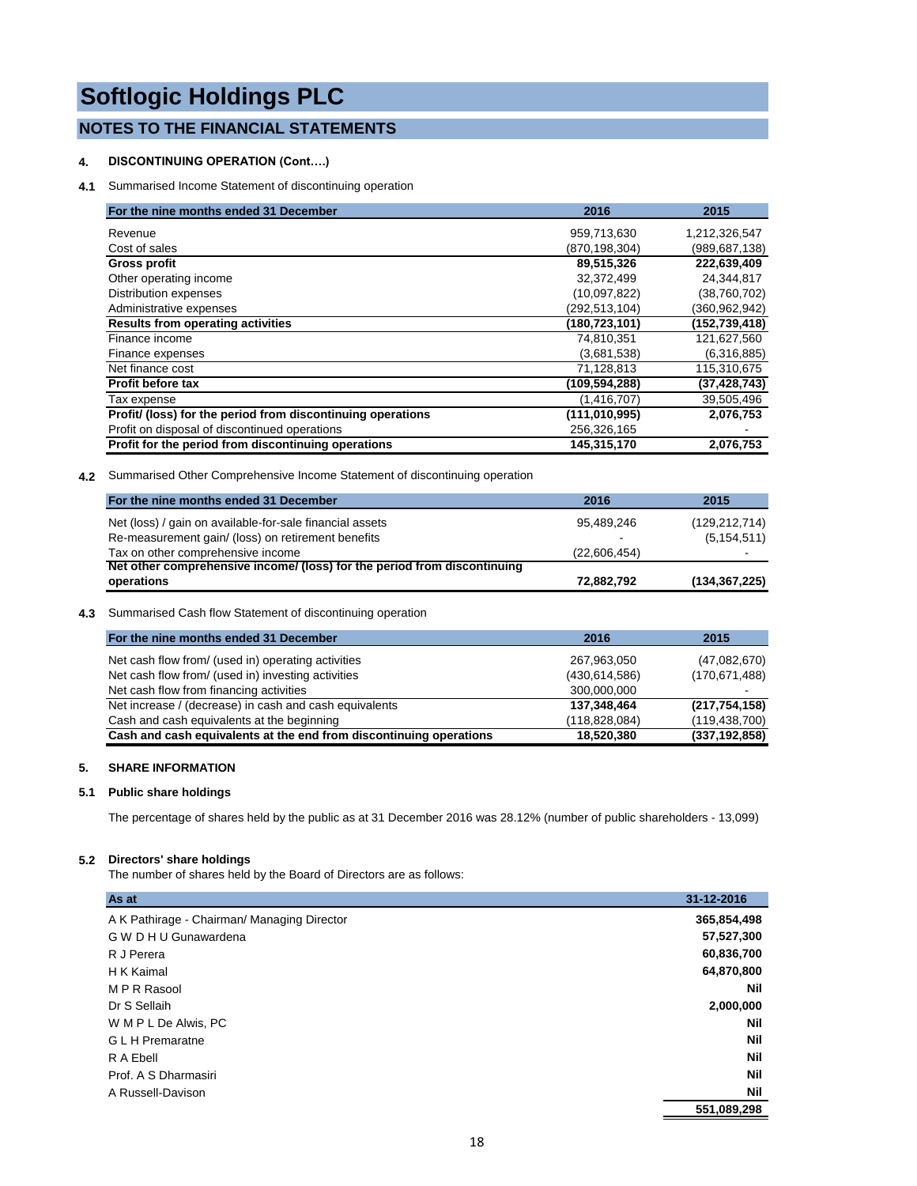# Softlogic Holdings PLC

## NOTES TO THE FINANCIAL STATEMENTS

### 4. DISCONTINUING OPERATION (Cont….)

**4.1** Summarised Income Statement of discontinuing operation

| For the nine months ended 31 December | 2016 | 2015 |
|---|---|---|
| Revenue | 959,713,630 | 1,212,326,547 |
| Cost of sales | (870,198,304) | (989,687,138) |
| **Gross profit** | **89,515,326** | **222,639,409** |
| Other operating income | 32,372,499 | 24,344,817 |
| Distribution expenses | (10,097,822) | (38,760,702) |
| Administrative expenses | (292,513,104) | (360,962,942) |
| **Results from operating activities** | **(180,723,101)** | **(152,739,418)** |
| Finance income | 74,810,351 | 121,627,560 |
| Finance expenses | (3,681,538) | (6,316,885) |
| Net finance cost | 71,128,813 | 115,310,675 |
| **Profit before tax** | **(109,594,288)** | **(37,428,743)** |
| Tax expense | (1,416,707) | 39,505,496 |
| **Profit/ (loss) for the period from discontinuing operations** | **(111,010,995)** | **2,076,753** |
| Profit on disposal of discontinued operations | 256,326,165 | - |
| **Profit for the period from discontinuing operations** | **145,315,170** | **2,076,753** |

**4.2** Summarised Other Comprehensive Income Statement of discontinuing operation

| For the nine months ended 31 December | 2016 | 2015 |
|---|---|---|
| Net (loss) / gain on available-for-sale financial assets | 95,489,246 | (129,212,714) |
| Re-measurement gain/ (loss) on retirement benefits | - | (5,154,511) |
| Tax on other comprehensive income | (22,606,454) | - |
| **Net other comprehensive income/ (loss) for the period from discontinuing operations** | **72,882,792** | **(134,367,225)** |

**4.3** Summarised Cash flow Statement of discontinuing operation

| For the nine months ended 31 December | 2016 | 2015 |
|---|---|---|
| Net cash flow from/ (used in) operating activities | 267,963,050 | (47,082,670) |
| Net cash flow from/ (used in) investing activities | (430,614,586) | (170,671,488) |
| Net cash flow from financing activities | 300,000,000 | - |
| **Net increase / (decrease) in cash and cash equivalents** | **137,348,464** | **(217,754,158)** |
| Cash and cash equivalents at the beginning | (118,828,084) | (119,438,700) |
| **Cash and cash equivalents at the end from discontinuing operations** | **18,520,380** | **(337,192,858)** |

### 5. SHARE INFORMATION

#### 5.1 Public share holdings

The percentage of shares held by the public as at 31 December 2016 was 28.12% (number of public shareholders - 13,099)

#### 5.2 Directors' share holdings

The number of shares held by the Board of Directors are as follows:

| As at | 31-12-2016 |
|---|---|
| A K Pathirage - Chairman/ Managing Director | **365,854,498** |
| G W D H U Gunawardena | **57,527,300** |
| R J Perera | **60,836,700** |
| H K Kaimal | **64,870,800** |
| M P R Rasool | **Nil** |
| Dr S Sellaih | **2,000,000** |
| W M P L De Alwis, PC | **Nil** |
| G L H Premaratne | **Nil** |
| R A Ebell | **Nil** |
| Prof. A S Dharmasiri | **Nil** |
| A Russell-Davison | **Nil** |
| | **551,089,298** |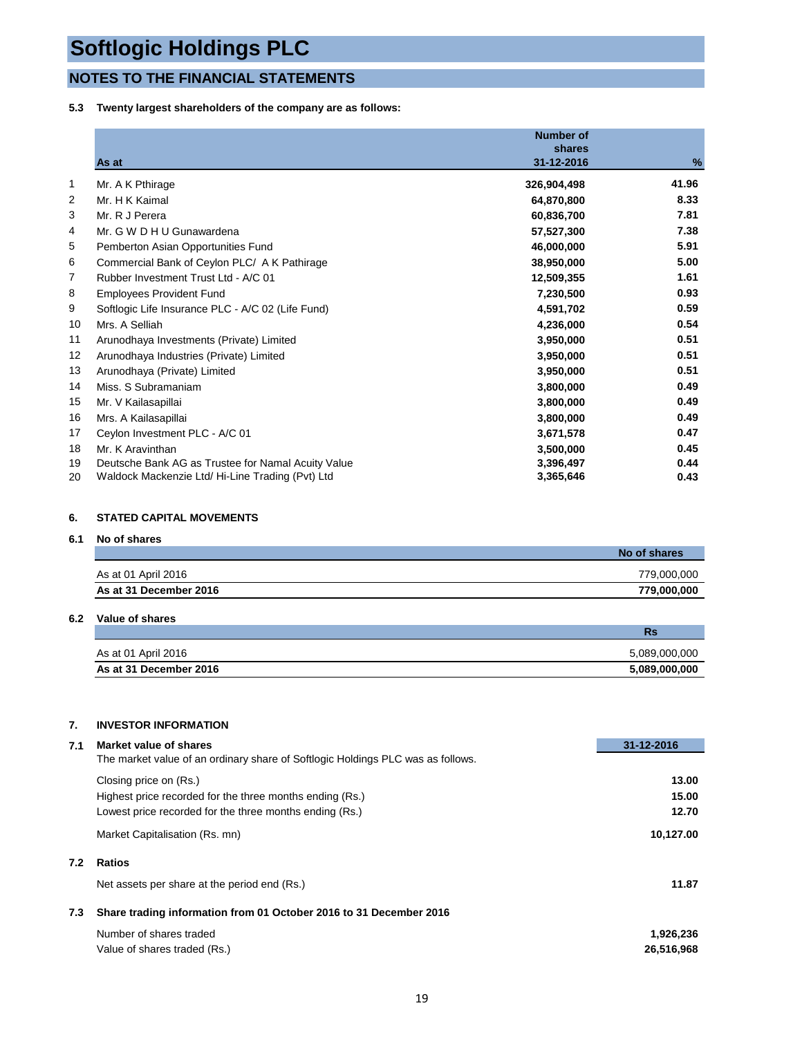# Softlogic Holdings PLC

## NOTES TO THE FINANCIAL STATEMENTS

**5.3 Twenty largest shareholders of the company are as follows:**

| | As at | Number of shares 31-12-2016 | % |
|---|---|---|---|
| 1 | Mr. A K Pthirage | 326,904,498 | 41.96 |
| 2 | Mr. H K Kaimal | 64,870,800 | 8.33 |
| 3 | Mr. R J Perera | 60,836,700 | 7.81 |
| 4 | Mr. G W D H U Gunawardena | 57,527,300 | 7.38 |
| 5 | Pemberton Asian Opportunities Fund | 46,000,000 | 5.91 |
| 6 | Commercial Bank of Ceylon PLC/ A K Pathirage | 38,950,000 | 5.00 |
| 7 | Rubber Investment Trust Ltd - A/C 01 | 12,509,355 | 1.61 |
| 8 | Employees Provident Fund | 7,230,500 | 0.93 |
| 9 | Softlogic Life Insurance PLC - A/C 02 (Life Fund) | 4,591,702 | 0.59 |
| 10 | Mrs. A Selliah | 4,236,000 | 0.54 |
| 11 | Arunodhaya Investments (Private) Limited | 3,950,000 | 0.51 |
| 12 | Arunodhaya Industries (Private) Limited | 3,950,000 | 0.51 |
| 13 | Arunodhaya (Private) Limited | 3,950,000 | 0.51 |
| 14 | Miss. S Subramaniam | 3,800,000 | 0.49 |
| 15 | Mr. V Kailasapillai | 3,800,000 | 0.49 |
| 16 | Mrs. A Kailasapillai | 3,800,000 | 0.49 |
| 17 | Ceylon Investment PLC - A/C 01 | 3,671,578 | 0.47 |
| 18 | Mr. K Aravinthan | 3,500,000 | 0.45 |
| 19 | Deutsche Bank AG as Trustee for Namal Acuity Value | 3,396,497 | 0.44 |
| 20 | Waldock Mackenzie Ltd/ Hi-Line Trading (Pvt) Ltd | 3,365,646 | 0.43 |

### 6. STATED CAPITAL MOVEMENTS

**6.1 No of shares**

| | No of shares |
|---|---|
| As at 01 April 2016 | 779,000,000 |
| **As at 31 December 2016** | **779,000,000** |

**6.2 Value of shares**

| | Rs |
|---|---|
| As at 01 April 2016 | 5,089,000,000 |
| **As at 31 December 2016** | **5,089,000,000** |

### 7. INVESTOR INFORMATION

**7.1 Market value of shares**

The market value of an ordinary share of Softlogic Holdings PLC was as follows.

| | 31-12-2016 |
|---|---|
| Closing price on (Rs.) | 13.00 |
| Highest price recorded for the three months ending (Rs.) | 15.00 |
| Lowest price recorded for the three months ending (Rs.) | 12.70 |
| Market Capitalisation (Rs. mn) | 10,127.00 |

**7.2 Ratios**

| | |
|---|---|
| Net assets per share at the period end (Rs.) | 11.87 |

**7.3 Share trading information from 01 October 2016 to 31 December 2016**

| | |
|---|---|
| Number of shares traded | 1,926,236 |
| Value of shares traded (Rs.) | 26,516,968 |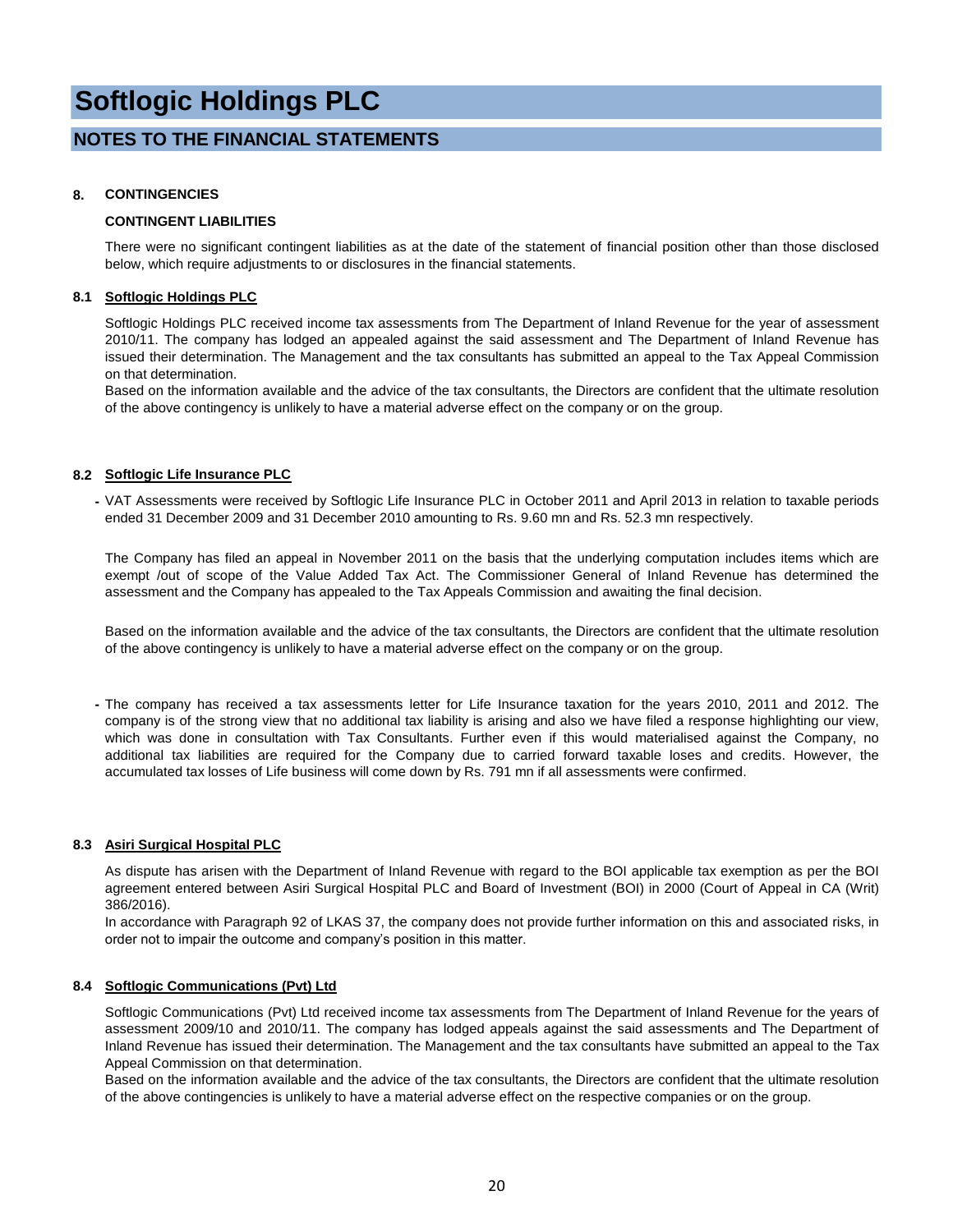# Softlogic Holdings PLC

## NOTES TO THE FINANCIAL STATEMENTS

### 8. CONTINGENCIES

**CONTINGENT LIABILITIES**

There were no significant contingent liabilities as at the date of the statement of financial position other than those disclosed below, which require adjustments to or disclosures in the financial statements.

#### 8.1 Softlogic Holdings PLC

Softlogic Holdings PLC received income tax assessments from The Department of Inland Revenue for the year of assessment 2010/11. The company has lodged an appealed against the said assessment and The Department of Inland Revenue has issued their determination. The Management and the tax consultants has submitted an appeal to the Tax Appeal Commission on that determination.
Based on the information available and the advice of the tax consultants, the Directors are confident that the ultimate resolution of the above contingency is unlikely to have a material adverse effect on the company or on the group.

#### 8.2 Softlogic Life Insurance PLC

- VAT Assessments were received by Softlogic Life Insurance PLC in October 2011 and April 2013 in relation to taxable periods ended 31 December 2009 and 31 December 2010 amounting to Rs. 9.60 mn and Rs. 52.3 mn respectively.

  The Company has filed an appeal in November 2011 on the basis that the underlying computation includes items which are exempt /out of scope of the Value Added Tax Act. The Commissioner General of Inland Revenue has determined the assessment and the Company has appealed to the Tax Appeals Commission and awaiting the final decision.

  Based on the information available and the advice of the tax consultants, the Directors are confident that the ultimate resolution of the above contingency is unlikely to have a material adverse effect on the company or on the group.

- The company has received a tax assessments letter for Life Insurance taxation for the years 2010, 2011 and 2012. The company is of the strong view that no additional tax liability is arising and also we have filed a response highlighting our view, which was done in consultation with Tax Consultants. Further even if this would materialised against the Company, no additional tax liabilities are required for the Company due to carried forward taxable loses and credits. However, the accumulated tax losses of Life business will come down by Rs. 791 mn if all assessments were confirmed.

#### 8.3 Asiri Surgical Hospital PLC

As dispute has arisen with the Department of Inland Revenue with regard to the BOI applicable tax exemption as per the BOI agreement entered between Asiri Surgical Hospital PLC and Board of Investment (BOI) in 2000 (Court of Appeal in CA (Writ) 386/2016).
In accordance with Paragraph 92 of LKAS 37, the company does not provide further information on this and associated risks, in order not to impair the outcome and company's position in this matter.

#### 8.4 Softlogic Communications (Pvt) Ltd

Softlogic Communications (Pvt) Ltd received income tax assessments from The Department of Inland Revenue for the years of assessment 2009/10 and 2010/11. The company has lodged appeals against the said assessments and The Department of Inland Revenue has issued their determination. The Management and the tax consultants have submitted an appeal to the Tax Appeal Commission on that determination.
Based on the information available and the advice of the tax consultants, the Directors are confident that the ultimate resolution of the above contingencies is unlikely to have a material adverse effect on the respective companies or on the group.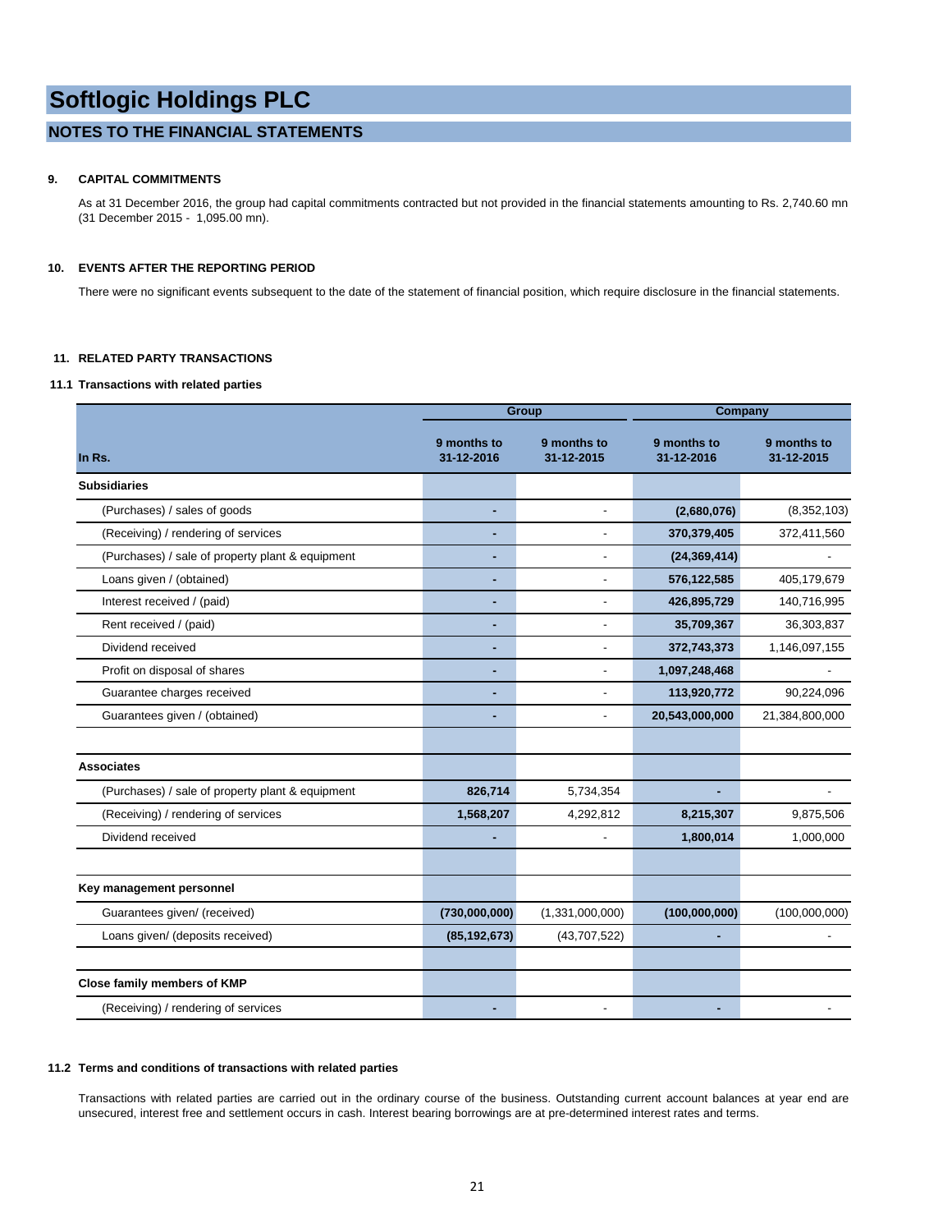# Softlogic Holdings PLC

## NOTES TO THE FINANCIAL STATEMENTS

### 9. CAPITAL COMMITMENTS

As at 31 December 2016, the group had capital commitments contracted but not provided in the financial statements amounting to Rs. 2,740.60 mn (31 December 2015 - 1,095.00 mn).

### 10. EVENTS AFTER THE REPORTING PERIOD

There were no significant events subsequent to the date of the statement of financial position, which require disclosure in the financial statements.

### 11. RELATED PARTY TRANSACTIONS

#### 11.1 Transactions with related parties

| | Group | | Company | |
|---|---|---|---|---|
| In Rs. | 9 months to 31-12-2016 | 9 months to 31-12-2015 | 9 months to 31-12-2016 | 9 months to 31-12-2015 |
| **Subsidiaries** | | | | |
| (Purchases) / sales of goods | - | - | **(2,680,076)** | (8,352,103) |
| (Receiving) / rendering of services | - | - | **370,379,405** | 372,411,560 |
| (Purchases) / sale of property plant & equipment | - | - | **(24,369,414)** | - |
| Loans given / (obtained) | - | - | **576,122,585** | 405,179,679 |
| Interest received / (paid) | - | - | **426,895,729** | 140,716,995 |
| Rent received / (paid) | - | - | **35,709,367** | 36,303,837 |
| Dividend received | - | - | **372,743,373** | 1,146,097,155 |
| Profit on disposal of shares | - | - | **1,097,248,468** | - |
| Guarantee charges received | - | - | **113,920,772** | 90,224,096 |
| Guarantees given / (obtained) | - | - | **20,543,000,000** | 21,384,800,000 |
| **Associates** | | | | |
| (Purchases) / sale of property plant & equipment | **826,714** | 5,734,354 | - | - |
| (Receiving) / rendering of services | **1,568,207** | 4,292,812 | **8,215,307** | 9,875,506 |
| Dividend received | - | - | **1,800,014** | 1,000,000 |
| **Key management personnel** | | | | |
| Guarantees given/ (received) | **(730,000,000)** | (1,331,000,000) | **(100,000,000)** | (100,000,000) |
| Loans given/ (deposits received) | **(85,192,673)** | (43,707,522) | - | - |
| **Close family members of KMP** | | | | |
| (Receiving) / rendering of services | - | - | - | - |

#### 11.2 Terms and conditions of transactions with related parties

Transactions with related parties are carried out in the ordinary course of the business. Outstanding current account balances at year end are unsecured, interest free and settlement occurs in cash. Interest bearing borrowings are at pre-determined interest rates and terms.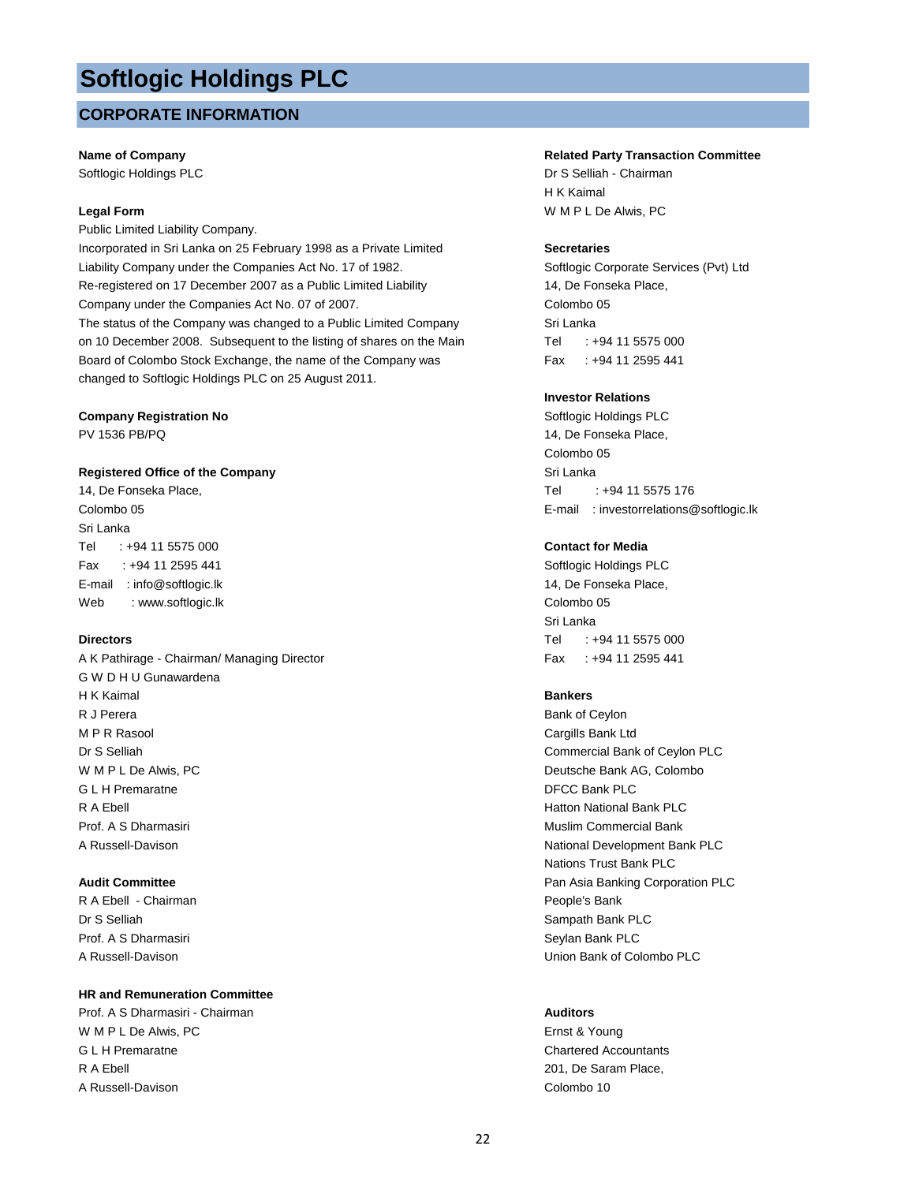# Softlogic Holdings PLC

## CORPORATE INFORMATION

**Name of Company**
Softlogic Holdings PLC

**Legal Form**
Public Limited Liability Company.
Incorporated in Sri Lanka on 25 February 1998 as a Private Limited Liability Company under the Companies Act No. 17 of 1982.
Re-registered on 17 December 2007 as a Public Limited Liability Company under the Companies Act No. 07 of 2007.
The status of the Company was changed to a Public Limited Company on 10 December 2008. Subsequent to the listing of shares on the Main Board of Colombo Stock Exchange, the name of the Company was changed to Softlogic Holdings PLC on 25 August 2011.

**Company Registration No**
PV 1536 PB/PQ

**Registered Office of the Company**
14, De Fonseka Place,
Colombo 05
Sri Lanka
Tel : +94 11 5575 000
Fax : +94 11 2595 441
E-mail : info@softlogic.lk
Web : www.softlogic.lk

**Directors**
A K Pathirage - Chairman/ Managing Director
G W D H U Gunawardena
H K Kaimal
R J Perera
M P R Rasool
Dr S Selliah
W M P L De Alwis, PC
G L H Premaratne
R A Ebell
Prof. A S Dharmasiri
A Russell-Davison

**Audit Committee**
R A Ebell - Chairman
Dr S Selliah
Prof. A S Dharmasiri
A Russell-Davison

**HR and Remuneration Committee**
Prof. A S Dharmasiri - Chairman
W M P L De Alwis, PC
G L H Premaratne
R A Ebell
A Russell-Davison

**Related Party Transaction Committee**
Dr S Selliah - Chairman
H K Kaimal
W M P L De Alwis, PC

**Secretaries**
Softlogic Corporate Services (Pvt) Ltd
14, De Fonseka Place,
Colombo 05
Sri Lanka
Tel : +94 11 5575 000
Fax : +94 11 2595 441

**Investor Relations**
Softlogic Holdings PLC
14, De Fonseka Place,
Colombo 05
Sri Lanka
Tel : +94 11 5575 176
E-mail : investorrelations@softlogic.lk

**Contact for Media**
Softlogic Holdings PLC
14, De Fonseka Place,
Colombo 05
Sri Lanka
Tel : +94 11 5575 000
Fax : +94 11 2595 441

**Bankers**
Bank of Ceylon
Cargills Bank Ltd
Commercial Bank of Ceylon PLC
Deutsche Bank AG, Colombo
DFCC Bank PLC
Hatton National Bank PLC
Muslim Commercial Bank
National Development Bank PLC
Nations Trust Bank PLC
Pan Asia Banking Corporation PLC
People's Bank
Sampath Bank PLC
Seylan Bank PLC
Union Bank of Colombo PLC

**Auditors**
Ernst & Young
Chartered Accountants
201, De Saram Place,
Colombo 10